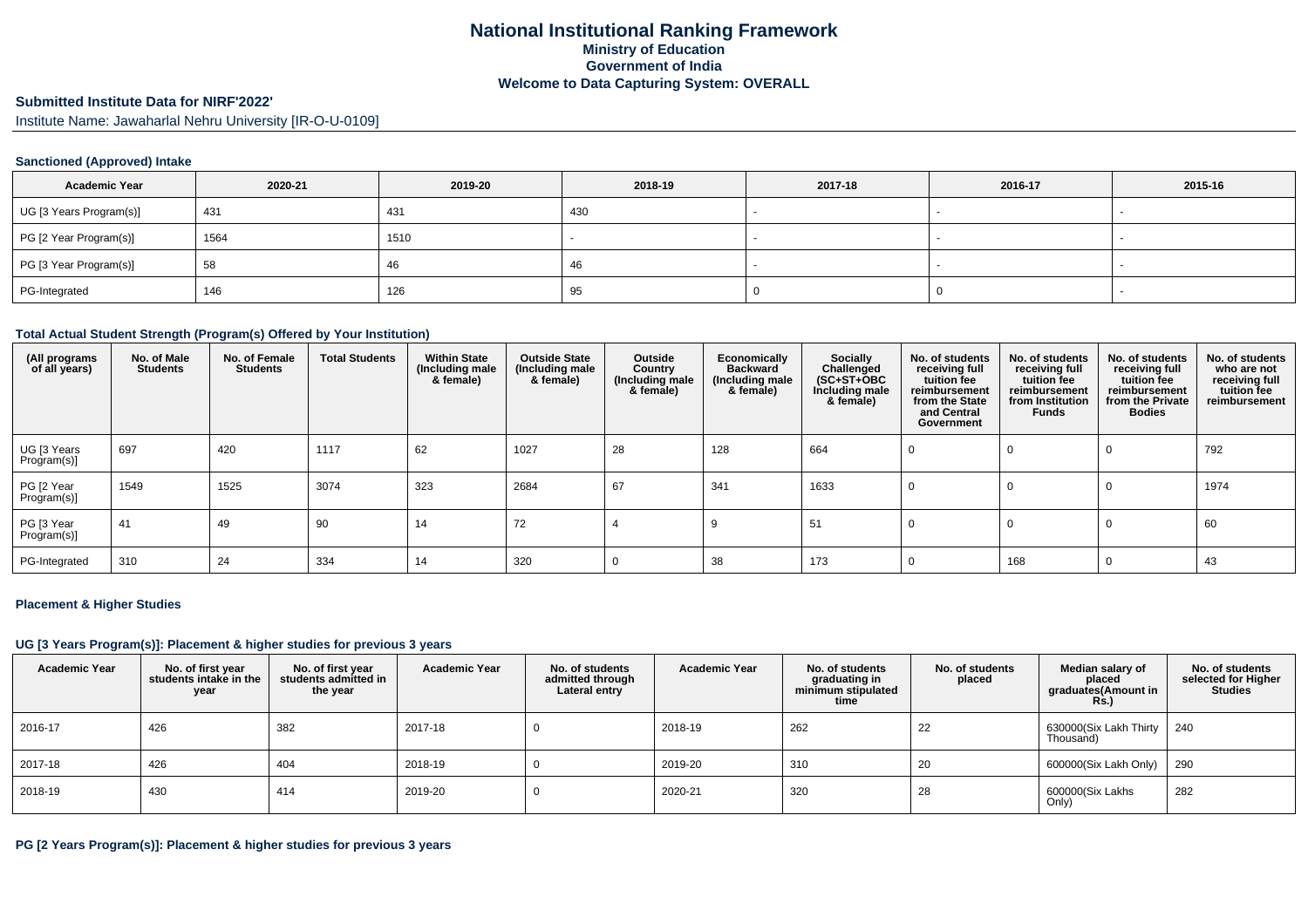# National Institutional Ranking Framework
## Ministry of Education
## Government of India
## Welcome to Data Capturing System: OVERALL

**Submitted Institute Data for NIRF'2022'**

Institute Name: Jawaharlal Nehru University [IR-O-U-0109]

### Sanctioned (Approved) Intake

| Academic Year | 2020-21 | 2019-20 | 2018-19 | 2017-18 | 2016-17 | 2015-16 |
|---|---|---|---|---|---|---|
| UG [3 Years Program(s)] | 431 | 431 | 430 | - | - | - |
| PG [2 Year Program(s)] | 1564 | 1510 | - | - | - | - |
| PG [3 Year Program(s)] | 58 | 46 | 46 | - | - | - |
| PG-Integrated | 146 | 126 | 95 | 0 | 0 | - |

### Total Actual Student Strength (Program(s) Offered by Your Institution)

| (All programs of all years) | No. of Male Students | No. of Female Students | Total Students | Within State (Including male & female) | Outside State (Including male & female) | Outside Country (Including male & female) | Economically Backward (Including male & female) | Socially Challenged (SC+ST+OBC Including male & female) | No. of students receiving full tuition fee reimbursement from the State and Central Government | No. of students receiving full tuition fee reimbursement from Institution Funds | No. of students receiving full tuition fee reimbursement from the Private Bodies | No. of students who are not receiving full tuition fee reimbursement |
|---|---|---|---|---|---|---|---|---|---|---|---|---|
| UG [3 Years Program(s)] | 697 | 420 | 1117 | 62 | 1027 | 28 | 128 | 664 | 0 | 0 | 0 | 792 |
| PG [2 Year Program(s)] | 1549 | 1525 | 3074 | 323 | 2684 | 67 | 341 | 1633 | 0 | 0 | 0 | 1974 |
| PG [3 Year Program(s)] | 41 | 49 | 90 | 14 | 72 | 4 | 9 | 51 | 0 | 0 | 0 | 60 |
| PG-Integrated | 310 | 24 | 334 | 14 | 320 | 0 | 38 | 173 | 0 | 168 | 0 | 43 |

### Placement & Higher Studies

#### UG [3 Years Program(s)]: Placement & higher studies for previous 3 years

| Academic Year | No. of first year students intake in the year | No. of first year students admitted in the year | Academic Year | No. of students admitted through Lateral entry | Academic Year | No. of students graduating in minimum stipulated time | No. of students placed | Median salary of placed graduates(Amount in Rs.) | No. of students selected for Higher Studies |
|---|---|---|---|---|---|---|---|---|---|
| 2016-17 | 426 | 382 | 2017-18 | 0 | 2018-19 | 262 | 22 | 630000(Six Lakh Thirty Thousand) | 240 |
| 2017-18 | 426 | 404 | 2018-19 | 0 | 2019-20 | 310 | 20 | 600000(Six Lakh Only) | 290 |
| 2018-19 | 430 | 414 | 2019-20 | 0 | 2020-21 | 320 | 28 | 600000(Six Lakhs Only) | 282 |

#### PG [2 Years Program(s)]: Placement & higher studies for previous 3 years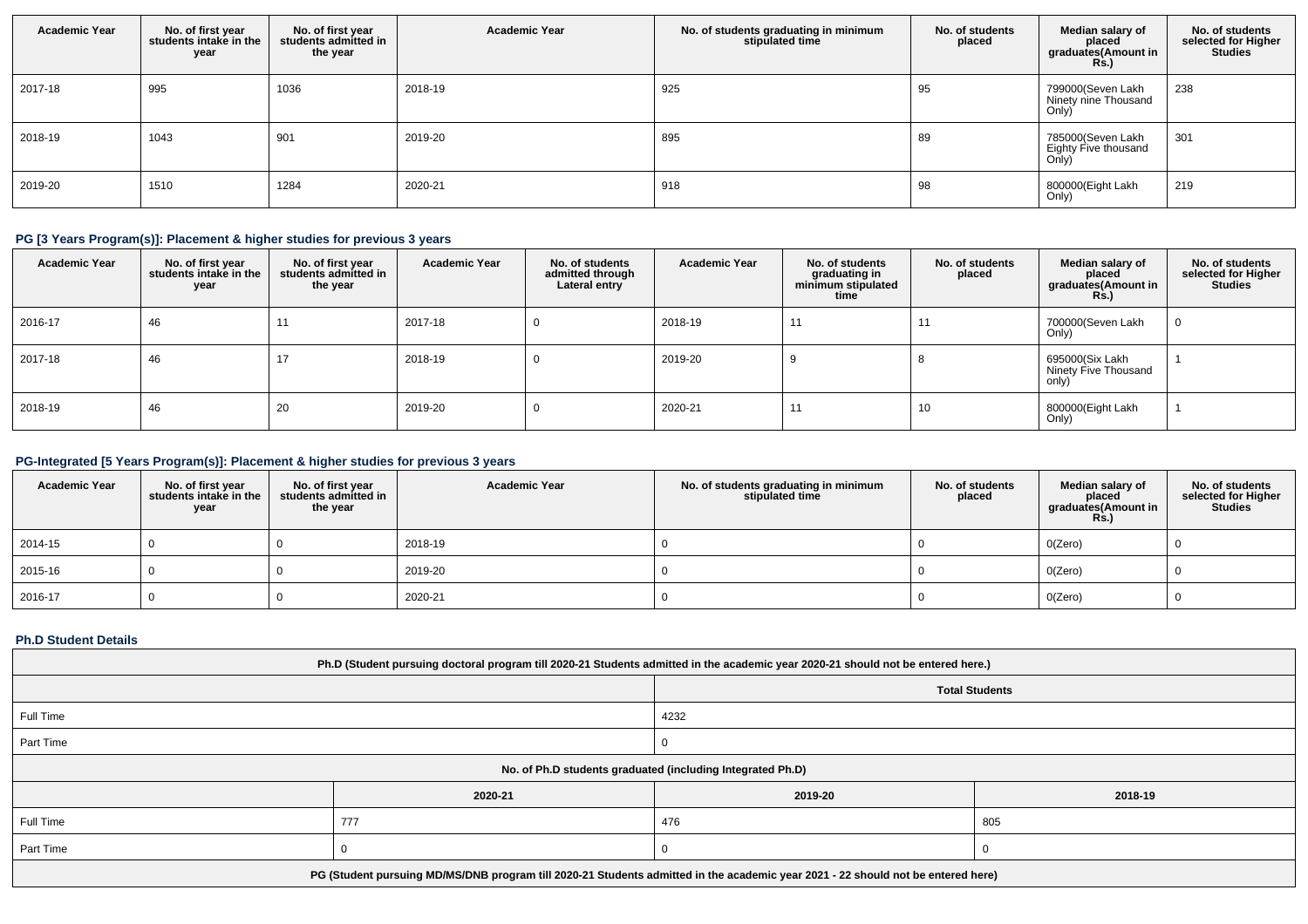| Academic Year | No. of first year students intake in the year | No. of first year students admitted in the year | Academic Year | No. of students graduating in minimum stipulated time | No. of students placed | Median salary of placed graduates(Amount in Rs.) | No. of students selected for Higher Studies |
|---|---|---|---|---|---|---|---|
| 2017-18 | 995 | 1036 | 2018-19 | 925 | 95 | 799000(Seven Lakh Ninety nine Thousand Only) | 238 |
| 2018-19 | 1043 | 901 | 2019-20 | 895 | 89 | 785000(Seven Lakh Eighty Five thousand Only) | 301 |
| 2019-20 | 1510 | 1284 | 2020-21 | 918 | 98 | 800000(Eight Lakh Only) | 219 |

## PG [3 Years Program(s)]: Placement & higher studies for previous 3 years

| Academic Year | No. of first year students intake in the year | No. of first year students admitted in the year | Academic Year | No. of students admitted through Lateral entry | Academic Year | No. of students graduating in minimum stipulated time | No. of students placed | Median salary of placed graduates(Amount in Rs.) | No. of students selected for Higher Studies |
|---|---|---|---|---|---|---|---|---|---|
| 2016-17 | 46 | 11 | 2017-18 | 0 | 2018-19 | 11 | 11 | 700000(Seven Lakh Only) | 0 |
| 2017-18 | 46 | 17 | 2018-19 | 0 | 2019-20 | 9 | 8 | 695000(Six Lakh Ninety Five Thousand only) | 1 |
| 2018-19 | 46 | 20 | 2019-20 | 0 | 2020-21 | 11 | 10 | 800000(Eight Lakh Only) | 1 |

## PG-Integrated [5 Years Program(s)]: Placement & higher studies for previous 3 years

| Academic Year | No. of first year students intake in the year | No. of first year students admitted in the year | Academic Year | No. of students graduating in minimum stipulated time | No. of students placed | Median salary of placed graduates(Amount in Rs.) | No. of students selected for Higher Studies |
|---|---|---|---|---|---|---|---|
| 2014-15 | 0 | 0 | 2018-19 | 0 | 0 | 0(Zero) | 0 |
| 2015-16 | 0 | 0 | 2019-20 | 0 | 0 | 0(Zero) | 0 |
| 2016-17 | 0 | 0 | 2020-21 | 0 | 0 | 0(Zero) | 0 |

## Ph.D Student Details

| Ph.D (Student pursuing doctoral program till 2020-21 Students admitted in the academic year 2020-21 should not be entered here.) | | | |
|---|---|---|---|
| | | Total Students | |
| Full Time | | 4232 | |
| Part Time | | 0 | |
| No. of Ph.D students graduated (including Integrated Ph.D) | | | |
| | 2020-21 | 2019-20 | 2018-19 |
| Full Time | 777 | 476 | 805 |
| Part Time | 0 | 0 | 0 |
| PG (Student pursuing MD/MS/DNB program till 2020-21 Students admitted in the academic year 2021 - 22 should not be entered here) | | | |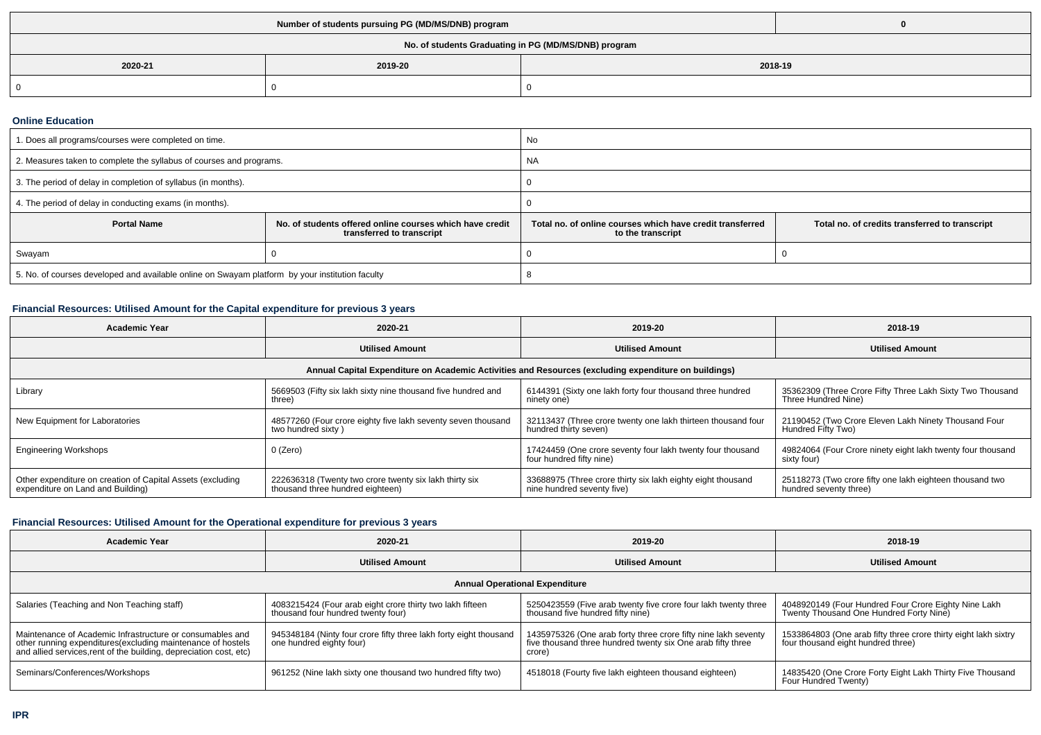| Number of students pursuing PG (MD/MS/DNB) program | | 0 |
|---|---|---|
| **No. of students Graduating in PG (MD/MS/DNB) program** | | |
| **2020-21** | **2019-20** | **2018-19** |
| 0 | 0 | 0 |

### Online Education

| 1. Does all programs/courses were completed on time. | | No | |
|---|---|---|---|
| 2. Measures taken to complete the syllabus of courses and programs. | | NA | |
| 3. The period of delay in completion of syllabus (in months). | | 0 | |
| 4. The period of delay in conducting exams (in months). | | 0 | |
| **Portal Name** | **No. of students offered online courses which have credit transferred to transcript** | **Total no. of online courses which have credit transferred to the transcript** | **Total no. of credits transferred to transcript** |
| Swayam | 0 | 0 | 0 |
| 5. No. of courses developed and available online on Swayam platform by your institution faculty | | 8 | |

### Financial Resources: Utilised Amount for the Capital expenditure for previous 3 years

| Academic Year | 2020-21 | 2019-20 | 2018-19 |
|---|---|---|---|
| | **Utilised Amount** | **Utilised Amount** | **Utilised Amount** |
| **Annual Capital Expenditure on Academic Activities and Resources (excluding expenditure on buildings)** | | | |
| Library | 5669503 (Fifty six lakh sixty nine thousand five hundred and three) | 6144391 (Sixty one lakh forty four thousand three hundred ninety one) | 35362309 (Three Crore Fifty Three Lakh Sixty Two Thousand Three Hundred Nine) |
| New Equipment for Laboratories | 48577260 (Four crore eighty five lakh seventy seven thousand two hundred sixty ) | 32113437 (Three crore twenty one lakh thirteen thousand four hundred thirty seven) | 21190452 (Two Crore Eleven Lakh Ninety Thousand Four Hundred Fifty Two) |
| Engineering Workshops | 0 (Zero) | 17424459 (One crore seventy four lakh twenty four thousand four hundred fifty nine) | 49824064 (Four Crore ninety eight lakh twenty four thousand sixty four) |
| Other expenditure on creation of Capital Assets (excluding expenditure on Land and Building) | 222636318 (Twenty two crore twenty six lakh thirty six thousand three hundred eighteen) | 33688975 (Three crore thirty six lakh eighty eight thousand nine hundred seventy five) | 25118273 (Two crore fifty one lakh eighteen thousand two hundred seventy three) |

### Financial Resources: Utilised Amount for the Operational expenditure for previous 3 years

| Academic Year | 2020-21 | 2019-20 | 2018-19 |
|---|---|---|---|
| | **Utilised Amount** | **Utilised Amount** | **Utilised Amount** |
| **Annual Operational Expenditure** | | | |
| Salaries (Teaching and Non Teaching staff) | 4083215424 (Four arab eight crore thirty two lakh fifteen thousand four hundred twenty four) | 5250423559 (Five arab twenty five crore four lakh twenty three thousand five hundred fifty nine) | 4048920149 (Four Hundred Four Crore Eighty Nine Lakh Twenty Thousand One Hundred Forty Nine) |
| Maintenance of Academic Infrastructure or consumables and other running expenditures(excluding maintenance of hostels and allied services,rent of the building, depreciation cost, etc) | 945348184 (Ninty four crore fifty three lakh forty eight thousand one hundred eighty four) | 1435975326 (One arab forty three crore fifty nine lakh seventy five thousand three hundred twenty six One arab fifty three crore) | 1533864803 (One arab fifty three crore thirty eight lakh sixtry four thousand eight hundred three) |
| Seminars/Conferences/Workshops | 961252 (Nine lakh sixty one thousand two hundred fifty two) | 4518018 (Fourty five lakh eighteen thousand eighteen) | 14835420 (One Crore Forty Eight Lakh Thirty Five Thousand Four Hundred Twenty) |

### IPR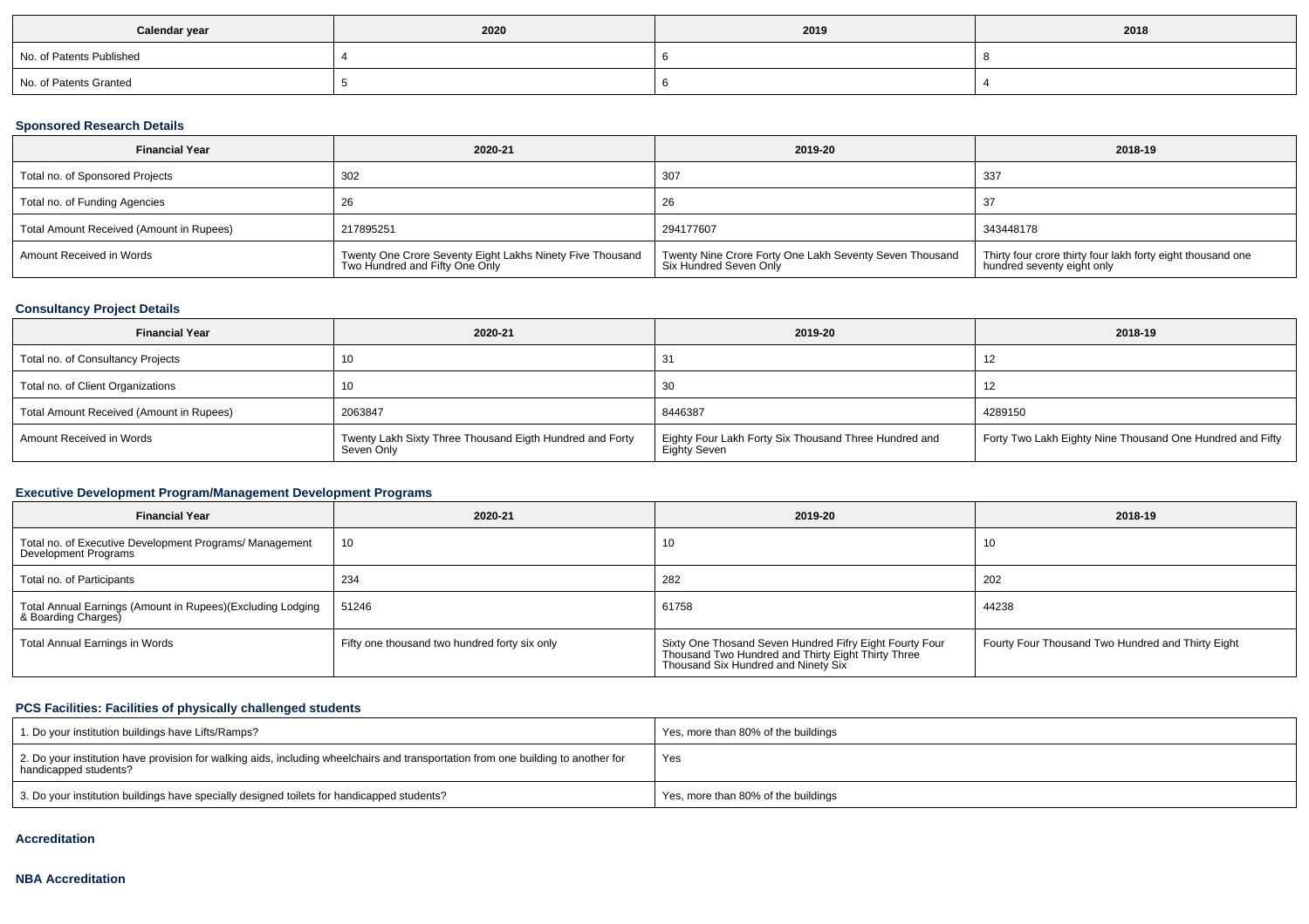| Calendar year | 2020 | 2019 | 2018 |
|---|---|---|---|
| No. of Patents Published | 4 | 6 | 8 |
| No. of Patents Granted | 5 | 6 | 4 |

### Sponsored Research Details

| Financial Year | 2020-21 | 2019-20 | 2018-19 |
|---|---|---|---|
| Total no. of Sponsored Projects | 302 | 307 | 337 |
| Total no. of Funding Agencies | 26 | 26 | 37 |
| Total Amount Received (Amount in Rupees) | 217895251 | 294177607 | 343448178 |
| Amount Received in Words | Twenty One Crore Seventy Eight Lakhs Ninety Five Thousand Two Hundred and Fifty One Only | Twenty Nine Crore Forty One Lakh Seventy Seven Thousand Six Hundred Seven Only | Thirty four crore thirty four lakh forty eight thousand one hundred seventy eight only |

### Consultancy Project Details

| Financial Year | 2020-21 | 2019-20 | 2018-19 |
|---|---|---|---|
| Total no. of Consultancy Projects | 10 | 31 | 12 |
| Total no. of Client Organizations | 10 | 30 | 12 |
| Total Amount Received (Amount in Rupees) | 2063847 | 8446387 | 4289150 |
| Amount Received in Words | Twenty Lakh Sixty Three Thousand Eigth Hundred and Forty Seven Only | Eighty Four Lakh Forty Six Thousand Three Hundred and Eighty Seven | Forty Two Lakh Eighty Nine Thousand One Hundred and Fifty |

### Executive Development Program/Management Development Programs

| Financial Year | 2020-21 | 2019-20 | 2018-19 |
|---|---|---|---|
| Total no. of Executive Development Programs/ Management Development Programs | 10 | 10 | 10 |
| Total no. of Participants | 234 | 282 | 202 |
| Total Annual Earnings (Amount in Rupees)(Excluding Lodging & Boarding Charges) | 51246 | 61758 | 44238 |
| Total Annual Earnings in Words | Fifty one thousand two hundred forty six only | Sixty One Thosand Seven Hundred Fifry Eight Fourty Four Thousand Two Hundred and Thirty Eight Thirty Three Thousand Six Hundred and Ninety Six | Fourty Four Thousand Two Hundred and Thirty Eight |

### PCS Facilities: Facilities of physically challenged students

| | |
|---|---|
| 1. Do your institution buildings have Lifts/Ramps? | Yes, more than 80% of the buildings |
| 2. Do your institution have provision for walking aids, including wheelchairs and transportation from one building to another for handicapped students? | Yes |
| 3. Do your institution buildings have specially designed toilets for handicapped students? | Yes, more than 80% of the buildings |

### Accreditation

### NBA Accreditation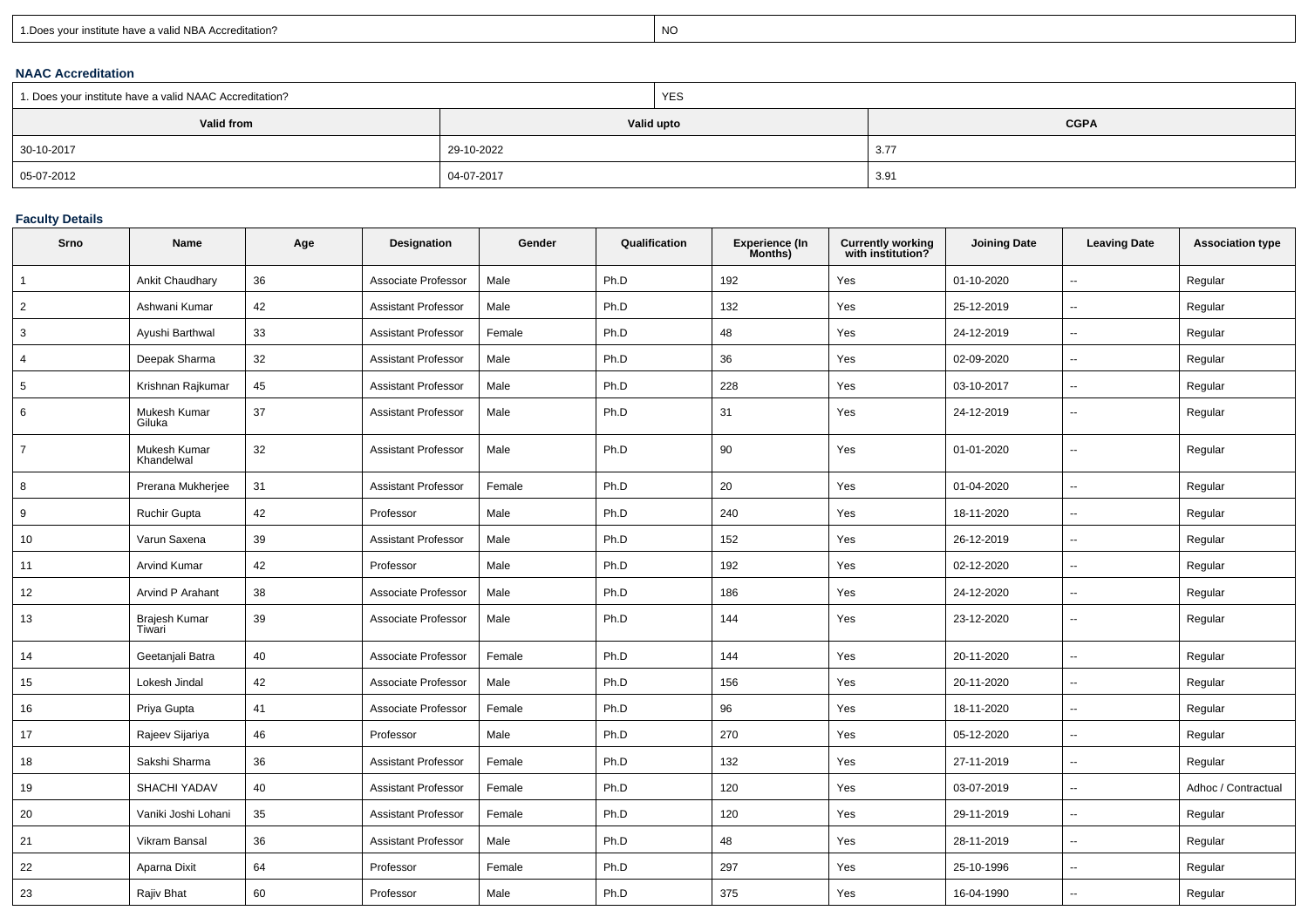| 1.Does your institute have a valid NBA Accreditation? | NO |
|---|---|

### NAAC Accreditation

| 1. Does your institute have a valid NAAC Accreditation? | YES | |
|---|---|---|
| **Valid from** | **Valid upto** | **CGPA** |
| 30-10-2017 | 29-10-2022 | 3.77 |
| 05-07-2012 | 04-07-2017 | 3.91 |

### Faculty Details

| Srno | Name | Age | Designation | Gender | Qualification | Experience (In Months) | Currently working with institution? | Joining Date | Leaving Date | Association type |
|---|---|---|---|---|---|---|---|---|---|---|
| 1 | Ankit Chaudhary | 36 | Associate Professor | Male | Ph.D | 192 | Yes | 01-10-2020 | -- | Regular |
| 2 | Ashwani Kumar | 42 | Assistant Professor | Male | Ph.D | 132 | Yes | 25-12-2019 | -- | Regular |
| 3 | Ayushi Barthwal | 33 | Assistant Professor | Female | Ph.D | 48 | Yes | 24-12-2019 | -- | Regular |
| 4 | Deepak Sharma | 32 | Assistant Professor | Male | Ph.D | 36 | Yes | 02-09-2020 | -- | Regular |
| 5 | Krishnan Rajkumar | 45 | Assistant Professor | Male | Ph.D | 228 | Yes | 03-10-2017 | -- | Regular |
| 6 | Mukesh Kumar Giluka | 37 | Assistant Professor | Male | Ph.D | 31 | Yes | 24-12-2019 | -- | Regular |
| 7 | Mukesh Kumar Khandelwal | 32 | Assistant Professor | Male | Ph.D | 90 | Yes | 01-01-2020 | -- | Regular |
| 8 | Prerana Mukherjee | 31 | Assistant Professor | Female | Ph.D | 20 | Yes | 01-04-2020 | -- | Regular |
| 9 | Ruchir Gupta | 42 | Professor | Male | Ph.D | 240 | Yes | 18-11-2020 | -- | Regular |
| 10 | Varun Saxena | 39 | Assistant Professor | Male | Ph.D | 152 | Yes | 26-12-2019 | -- | Regular |
| 11 | Arvind Kumar | 42 | Professor | Male | Ph.D | 192 | Yes | 02-12-2020 | -- | Regular |
| 12 | Arvind P Arahant | 38 | Associate Professor | Male | Ph.D | 186 | Yes | 24-12-2020 | -- | Regular |
| 13 | Brajesh Kumar Tiwari | 39 | Associate Professor | Male | Ph.D | 144 | Yes | 23-12-2020 | -- | Regular |
| 14 | Geetanjali Batra | 40 | Associate Professor | Female | Ph.D | 144 | Yes | 20-11-2020 | -- | Regular |
| 15 | Lokesh Jindal | 42 | Associate Professor | Male | Ph.D | 156 | Yes | 20-11-2020 | -- | Regular |
| 16 | Priya Gupta | 41 | Associate Professor | Female | Ph.D | 96 | Yes | 18-11-2020 | -- | Regular |
| 17 | Rajeev Sijariya | 46 | Professor | Male | Ph.D | 270 | Yes | 05-12-2020 | -- | Regular |
| 18 | Sakshi Sharma | 36 | Assistant Professor | Female | Ph.D | 132 | Yes | 27-11-2019 | -- | Regular |
| 19 | SHACHI YADAV | 40 | Assistant Professor | Female | Ph.D | 120 | Yes | 03-07-2019 | -- | Adhoc / Contractual |
| 20 | Vaniki Joshi Lohani | 35 | Assistant Professor | Female | Ph.D | 120 | Yes | 29-11-2019 | -- | Regular |
| 21 | Vikram Bansal | 36 | Assistant Professor | Male | Ph.D | 48 | Yes | 28-11-2019 | -- | Regular |
| 22 | Aparna Dixit | 64 | Professor | Female | Ph.D | 297 | Yes | 25-10-1996 | -- | Regular |
| 23 | Rajiv Bhat | 60 | Professor | Male | Ph.D | 375 | Yes | 16-04-1990 | -- | Regular |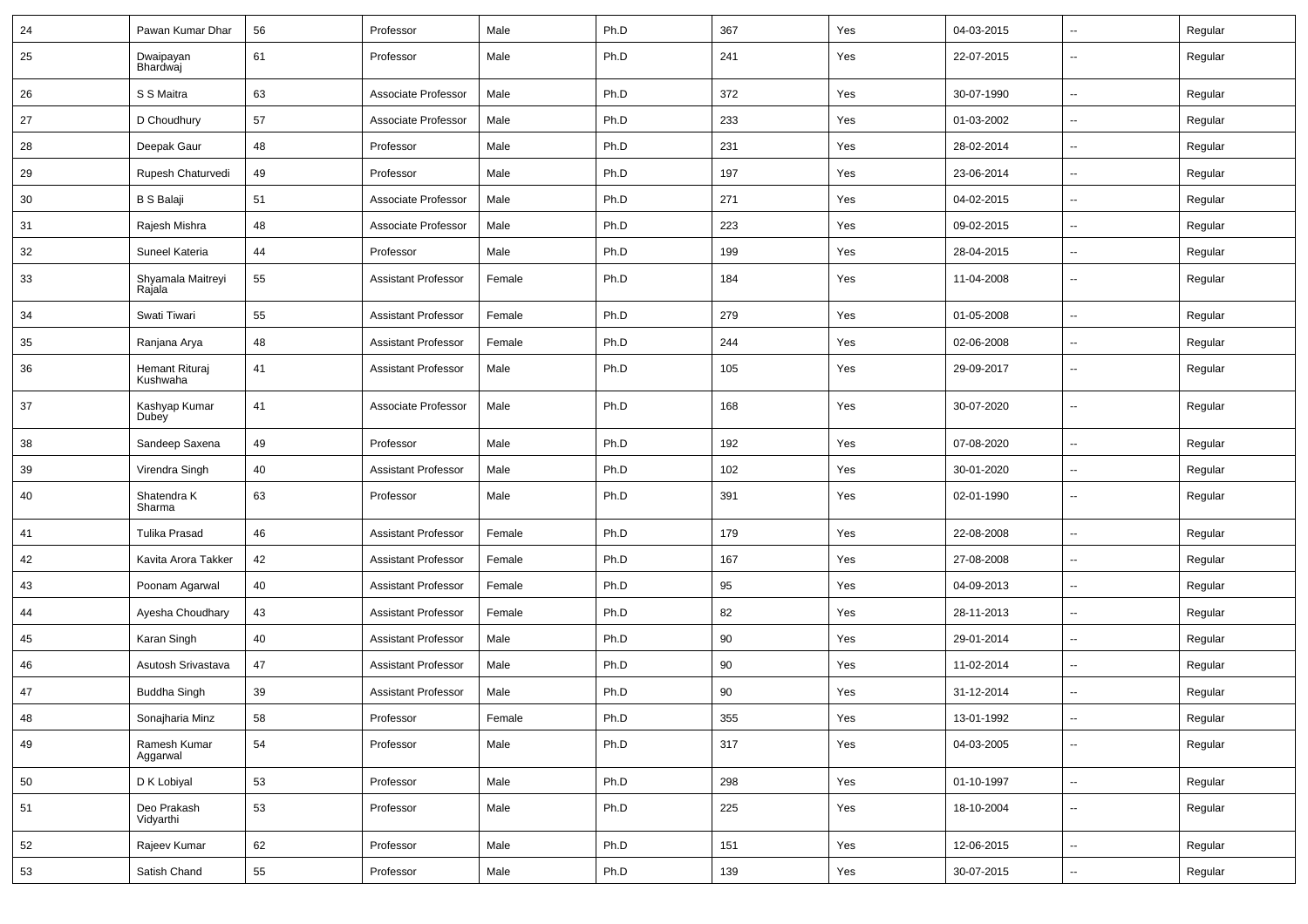| 24 | Pawan Kumar Dhar | 56 | Professor | Male | Ph.D | 367 | Yes | 04-03-2015 | -- | Regular |
|---|---|---|---|---|---|---|---|---|---|---|
| 25 | Dwaipayan Bhardwaj | 61 | Professor | Male | Ph.D | 241 | Yes | 22-07-2015 | -- | Regular |
| 26 | S S Maitra | 63 | Associate Professor | Male | Ph.D | 372 | Yes | 30-07-1990 | -- | Regular |
| 27 | D Choudhury | 57 | Associate Professor | Male | Ph.D | 233 | Yes | 01-03-2002 | -- | Regular |
| 28 | Deepak Gaur | 48 | Professor | Male | Ph.D | 231 | Yes | 28-02-2014 | -- | Regular |
| 29 | Rupesh Chaturvedi | 49 | Professor | Male | Ph.D | 197 | Yes | 23-06-2014 | -- | Regular |
| 30 | B S Balaji | 51 | Associate Professor | Male | Ph.D | 271 | Yes | 04-02-2015 | -- | Regular |
| 31 | Rajesh Mishra | 48 | Associate Professor | Male | Ph.D | 223 | Yes | 09-02-2015 | -- | Regular |
| 32 | Suneel Kateria | 44 | Professor | Male | Ph.D | 199 | Yes | 28-04-2015 | -- | Regular |
| 33 | Shyamala Maitreyi Rajala | 55 | Assistant Professor | Female | Ph.D | 184 | Yes | 11-04-2008 | -- | Regular |
| 34 | Swati Tiwari | 55 | Assistant Professor | Female | Ph.D | 279 | Yes | 01-05-2008 | -- | Regular |
| 35 | Ranjana Arya | 48 | Assistant Professor | Female | Ph.D | 244 | Yes | 02-06-2008 | -- | Regular |
| 36 | Hemant Rituraj Kushwaha | 41 | Assistant Professor | Male | Ph.D | 105 | Yes | 29-09-2017 | -- | Regular |
| 37 | Kashyap Kumar Dubey | 41 | Associate Professor | Male | Ph.D | 168 | Yes | 30-07-2020 | -- | Regular |
| 38 | Sandeep Saxena | 49 | Professor | Male | Ph.D | 192 | Yes | 07-08-2020 | -- | Regular |
| 39 | Virendra Singh | 40 | Assistant Professor | Male | Ph.D | 102 | Yes | 30-01-2020 | -- | Regular |
| 40 | Shatendra K Sharma | 63 | Professor | Male | Ph.D | 391 | Yes | 02-01-1990 | -- | Regular |
| 41 | Tulika Prasad | 46 | Assistant Professor | Female | Ph.D | 179 | Yes | 22-08-2008 | -- | Regular |
| 42 | Kavita Arora Takker | 42 | Assistant Professor | Female | Ph.D | 167 | Yes | 27-08-2008 | -- | Regular |
| 43 | Poonam Agarwal | 40 | Assistant Professor | Female | Ph.D | 95 | Yes | 04-09-2013 | -- | Regular |
| 44 | Ayesha Choudhary | 43 | Assistant Professor | Female | Ph.D | 82 | Yes | 28-11-2013 | -- | Regular |
| 45 | Karan Singh | 40 | Assistant Professor | Male | Ph.D | 90 | Yes | 29-01-2014 | -- | Regular |
| 46 | Asutosh Srivastava | 47 | Assistant Professor | Male | Ph.D | 90 | Yes | 11-02-2014 | -- | Regular |
| 47 | Buddha Singh | 39 | Assistant Professor | Male | Ph.D | 90 | Yes | 31-12-2014 | -- | Regular |
| 48 | Sonajharia Minz | 58 | Professor | Female | Ph.D | 355 | Yes | 13-01-1992 | -- | Regular |
| 49 | Ramesh Kumar Aggarwal | 54 | Professor | Male | Ph.D | 317 | Yes | 04-03-2005 | -- | Regular |
| 50 | D K Lobiyal | 53 | Professor | Male | Ph.D | 298 | Yes | 01-10-1997 | -- | Regular |
| 51 | Deo Prakash Vidyarthi | 53 | Professor | Male | Ph.D | 225 | Yes | 18-10-2004 | -- | Regular |
| 52 | Rajeev Kumar | 62 | Professor | Male | Ph.D | 151 | Yes | 12-06-2015 | -- | Regular |
| 53 | Satish Chand | 55 | Professor | Male | Ph.D | 139 | Yes | 30-07-2015 | -- | Regular |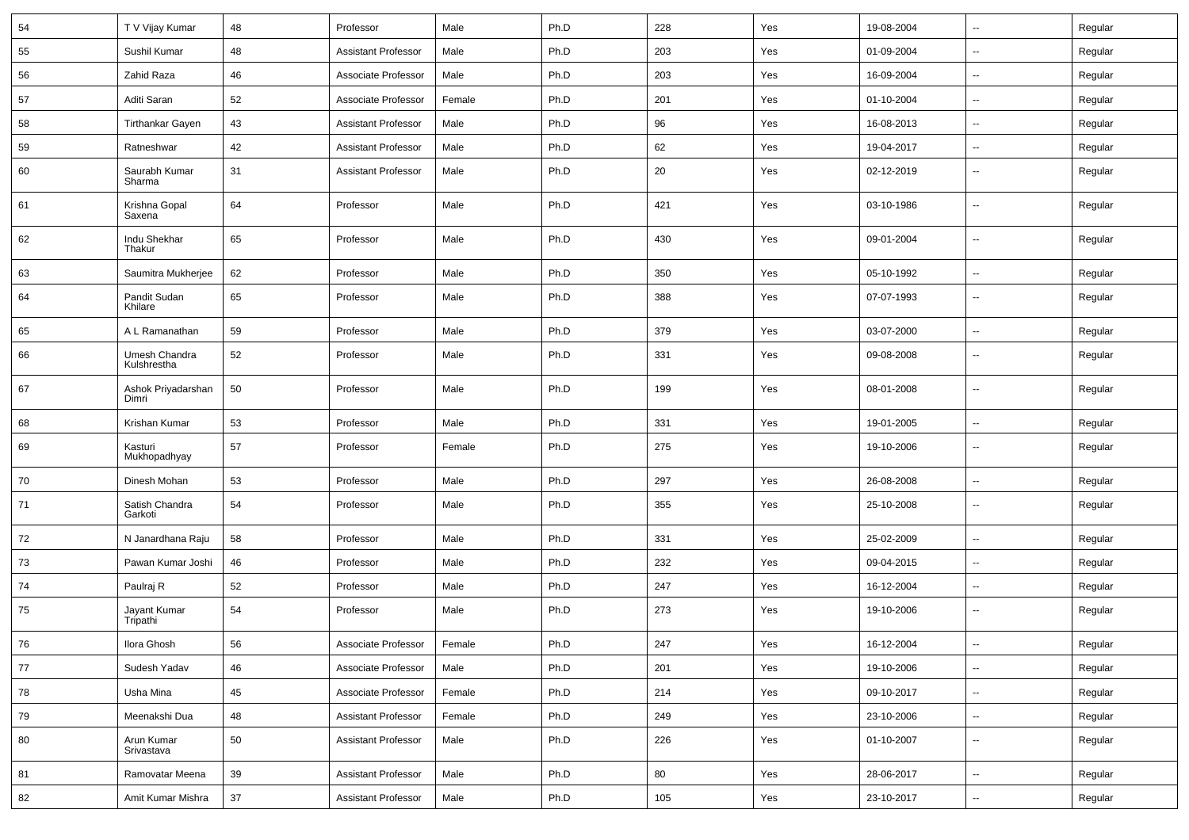| 54 | T V Vijay Kumar | 48 | Professor | Male | Ph.D | 228 | Yes | 19-08-2004 | -- | Regular |
|---|---|---|---|---|---|---|---|---|---|---|
| 55 | Sushil Kumar | 48 | Assistant Professor | Male | Ph.D | 203 | Yes | 01-09-2004 | -- | Regular |
| 56 | Zahid Raza | 46 | Associate Professor | Male | Ph.D | 203 | Yes | 16-09-2004 | -- | Regular |
| 57 | Aditi Saran | 52 | Associate Professor | Female | Ph.D | 201 | Yes | 01-10-2004 | -- | Regular |
| 58 | Tirthankar Gayen | 43 | Assistant Professor | Male | Ph.D | 96 | Yes | 16-08-2013 | -- | Regular |
| 59 | Ratneshwar | 42 | Assistant Professor | Male | Ph.D | 62 | Yes | 19-04-2017 | -- | Regular |
| 60 | Saurabh Kumar Sharma | 31 | Assistant Professor | Male | Ph.D | 20 | Yes | 02-12-2019 | -- | Regular |
| 61 | Krishna Gopal Saxena | 64 | Professor | Male | Ph.D | 421 | Yes | 03-10-1986 | -- | Regular |
| 62 | Indu Shekhar Thakur | 65 | Professor | Male | Ph.D | 430 | Yes | 09-01-2004 | -- | Regular |
| 63 | Saumitra Mukherjee | 62 | Professor | Male | Ph.D | 350 | Yes | 05-10-1992 | -- | Regular |
| 64 | Pandit Sudan Khilare | 65 | Professor | Male | Ph.D | 388 | Yes | 07-07-1993 | -- | Regular |
| 65 | A L Ramanathan | 59 | Professor | Male | Ph.D | 379 | Yes | 03-07-2000 | -- | Regular |
| 66 | Umesh Chandra Kulshrestha | 52 | Professor | Male | Ph.D | 331 | Yes | 09-08-2008 | -- | Regular |
| 67 | Ashok Priyadarshan Dimri | 50 | Professor | Male | Ph.D | 199 | Yes | 08-01-2008 | -- | Regular |
| 68 | Krishan Kumar | 53 | Professor | Male | Ph.D | 331 | Yes | 19-01-2005 | -- | Regular |
| 69 | Kasturi Mukhopadhyay | 57 | Professor | Female | Ph.D | 275 | Yes | 19-10-2006 | -- | Regular |
| 70 | Dinesh Mohan | 53 | Professor | Male | Ph.D | 297 | Yes | 26-08-2008 | -- | Regular |
| 71 | Satish Chandra Garkoti | 54 | Professor | Male | Ph.D | 355 | Yes | 25-10-2008 | -- | Regular |
| 72 | N Janardhana Raju | 58 | Professor | Male | Ph.D | 331 | Yes | 25-02-2009 | -- | Regular |
| 73 | Pawan Kumar Joshi | 46 | Professor | Male | Ph.D | 232 | Yes | 09-04-2015 | -- | Regular |
| 74 | Paulraj R | 52 | Professor | Male | Ph.D | 247 | Yes | 16-12-2004 | -- | Regular |
| 75 | Jayant Kumar Tripathi | 54 | Professor | Male | Ph.D | 273 | Yes | 19-10-2006 | -- | Regular |
| 76 | Ilora Ghosh | 56 | Associate Professor | Female | Ph.D | 247 | Yes | 16-12-2004 | -- | Regular |
| 77 | Sudesh Yadav | 46 | Associate Professor | Male | Ph.D | 201 | Yes | 19-10-2006 | -- | Regular |
| 78 | Usha Mina | 45 | Associate Professor | Female | Ph.D | 214 | Yes | 09-10-2017 | -- | Regular |
| 79 | Meenakshi Dua | 48 | Assistant Professor | Female | Ph.D | 249 | Yes | 23-10-2006 | -- | Regular |
| 80 | Arun Kumar Srivastava | 50 | Assistant Professor | Male | Ph.D | 226 | Yes | 01-10-2007 | -- | Regular |
| 81 | Ramovatar Meena | 39 | Assistant Professor | Male | Ph.D | 80 | Yes | 28-06-2017 | -- | Regular |
| 82 | Amit Kumar Mishra | 37 | Assistant Professor | Male | Ph.D | 105 | Yes | 23-10-2017 | -- | Regular |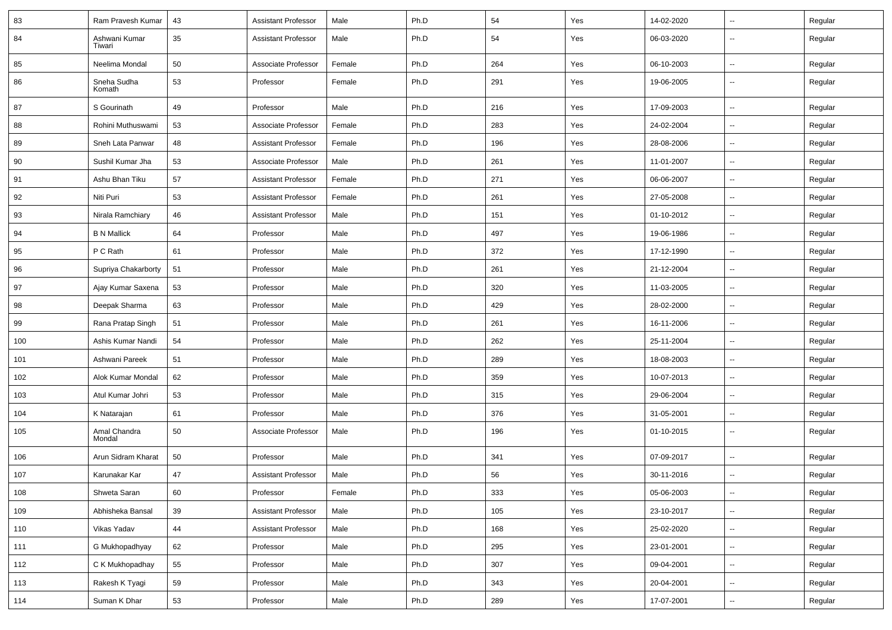| 83 | Ram Pravesh Kumar | 43 | Assistant Professor | Male | Ph.D | 54 | Yes | 14-02-2020 | -- | Regular |
|---|---|---|---|---|---|---|---|---|---|---|
| 84 | Ashwani Kumar Tiwari | 35 | Assistant Professor | Male | Ph.D | 54 | Yes | 06-03-2020 | -- | Regular |
| 85 | Neelima Mondal | 50 | Associate Professor | Female | Ph.D | 264 | Yes | 06-10-2003 | -- | Regular |
| 86 | Sneha Sudha Komath | 53 | Professor | Female | Ph.D | 291 | Yes | 19-06-2005 | -- | Regular |
| 87 | S Gourinath | 49 | Professor | Male | Ph.D | 216 | Yes | 17-09-2003 | -- | Regular |
| 88 | Rohini Muthuswami | 53 | Associate Professor | Female | Ph.D | 283 | Yes | 24-02-2004 | -- | Regular |
| 89 | Sneh Lata Panwar | 48 | Assistant Professor | Female | Ph.D | 196 | Yes | 28-08-2006 | -- | Regular |
| 90 | Sushil Kumar Jha | 53 | Associate Professor | Male | Ph.D | 261 | Yes | 11-01-2007 | -- | Regular |
| 91 | Ashu Bhan Tiku | 57 | Assistant Professor | Female | Ph.D | 271 | Yes | 06-06-2007 | -- | Regular |
| 92 | Niti Puri | 53 | Assistant Professor | Female | Ph.D | 261 | Yes | 27-05-2008 | -- | Regular |
| 93 | Nirala Ramchiary | 46 | Assistant Professor | Male | Ph.D | 151 | Yes | 01-10-2012 | -- | Regular |
| 94 | B N Mallick | 64 | Professor | Male | Ph.D | 497 | Yes | 19-06-1986 | -- | Regular |
| 95 | P C Rath | 61 | Professor | Male | Ph.D | 372 | Yes | 17-12-1990 | -- | Regular |
| 96 | Supriya Chakarborty | 51 | Professor | Male | Ph.D | 261 | Yes | 21-12-2004 | -- | Regular |
| 97 | Ajay Kumar Saxena | 53 | Professor | Male | Ph.D | 320 | Yes | 11-03-2005 | -- | Regular |
| 98 | Deepak Sharma | 63 | Professor | Male | Ph.D | 429 | Yes | 28-02-2000 | -- | Regular |
| 99 | Rana Pratap Singh | 51 | Professor | Male | Ph.D | 261 | Yes | 16-11-2006 | -- | Regular |
| 100 | Ashis Kumar Nandi | 54 | Professor | Male | Ph.D | 262 | Yes | 25-11-2004 | -- | Regular |
| 101 | Ashwani Pareek | 51 | Professor | Male | Ph.D | 289 | Yes | 18-08-2003 | -- | Regular |
| 102 | Alok Kumar Mondal | 62 | Professor | Male | Ph.D | 359 | Yes | 10-07-2013 | -- | Regular |
| 103 | Atul Kumar Johri | 53 | Professor | Male | Ph.D | 315 | Yes | 29-06-2004 | -- | Regular |
| 104 | K Natarajan | 61 | Professor | Male | Ph.D | 376 | Yes | 31-05-2001 | -- | Regular |
| 105 | Amal Chandra Mondal | 50 | Associate Professor | Male | Ph.D | 196 | Yes | 01-10-2015 | -- | Regular |
| 106 | Arun Sidram Kharat | 50 | Professor | Male | Ph.D | 341 | Yes | 07-09-2017 | -- | Regular |
| 107 | Karunakar Kar | 47 | Assistant Professor | Male | Ph.D | 56 | Yes | 30-11-2016 | -- | Regular |
| 108 | Shweta Saran | 60 | Professor | Female | Ph.D | 333 | Yes | 05-06-2003 | -- | Regular |
| 109 | Abhisheka Bansal | 39 | Assistant Professor | Male | Ph.D | 105 | Yes | 23-10-2017 | -- | Regular |
| 110 | Vikas Yadav | 44 | Assistant Professor | Male | Ph.D | 168 | Yes | 25-02-2020 | -- | Regular |
| 111 | G Mukhopadhyay | 62 | Professor | Male | Ph.D | 295 | Yes | 23-01-2001 | -- | Regular |
| 112 | C K Mukhopadhay | 55 | Professor | Male | Ph.D | 307 | Yes | 09-04-2001 | -- | Regular |
| 113 | Rakesh K Tyagi | 59 | Professor | Male | Ph.D | 343 | Yes | 20-04-2001 | -- | Regular |
| 114 | Suman K Dhar | 53 | Professor | Male | Ph.D | 289 | Yes | 17-07-2001 | -- | Regular |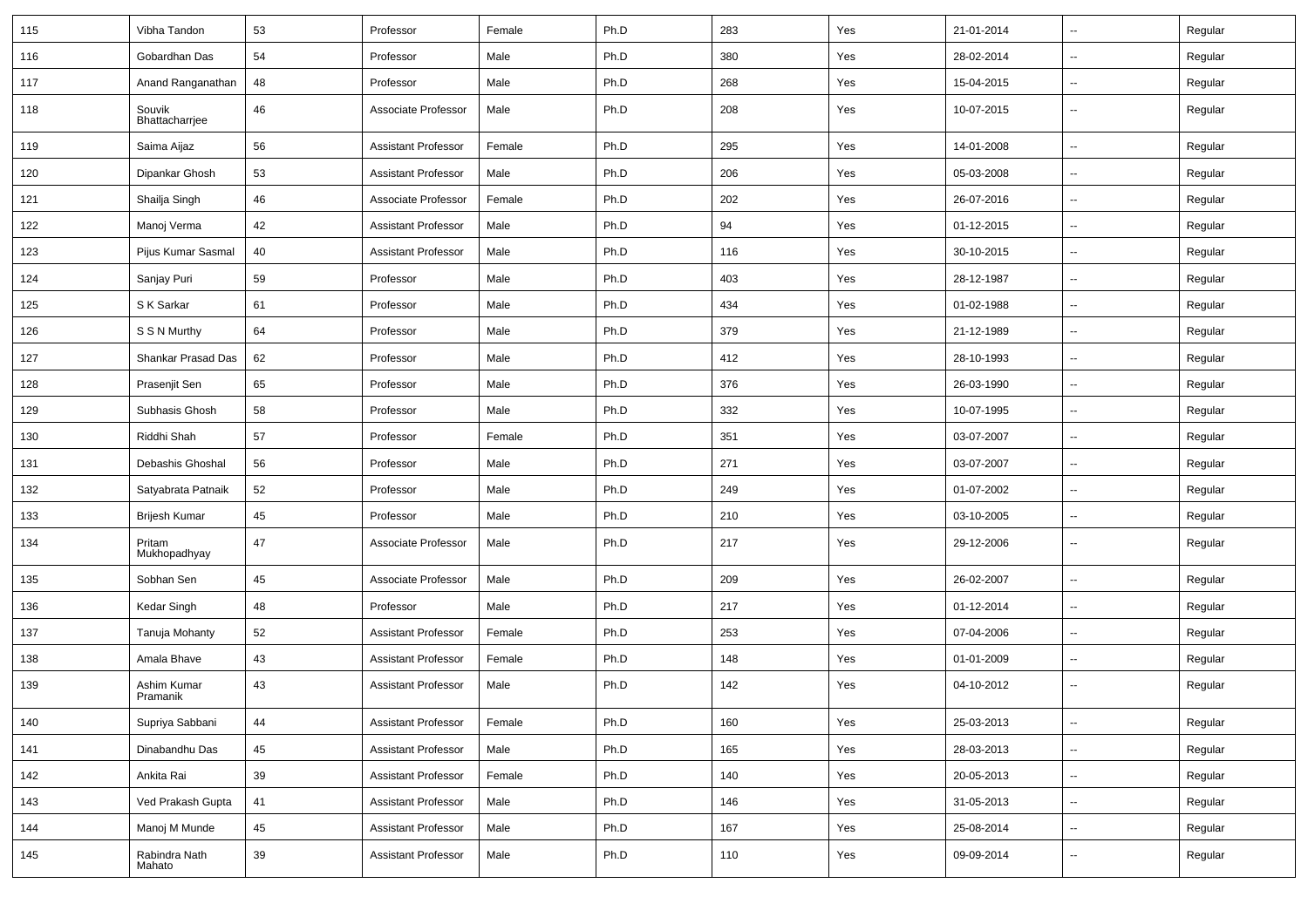| | | | | | | | | | | |
|---|---|---|---|---|---|---|---|---|---|---|
| 115 | Vibha Tandon | 53 | Professor | Female | Ph.D | 283 | Yes | 21-01-2014 | -- | Regular |
| 116 | Gobardhan Das | 54 | Professor | Male | Ph.D | 380 | Yes | 28-02-2014 | -- | Regular |
| 117 | Anand Ranganathan | 48 | Professor | Male | Ph.D | 268 | Yes | 15-04-2015 | -- | Regular |
| 118 | Souvik Bhattacharjee | 46 | Associate Professor | Male | Ph.D | 208 | Yes | 10-07-2015 | -- | Regular |
| 119 | Saima Aijaz | 56 | Assistant Professor | Female | Ph.D | 295 | Yes | 14-01-2008 | -- | Regular |
| 120 | Dipankar Ghosh | 53 | Assistant Professor | Male | Ph.D | 206 | Yes | 05-03-2008 | -- | Regular |
| 121 | Shailja Singh | 46 | Associate Professor | Female | Ph.D | 202 | Yes | 26-07-2016 | -- | Regular |
| 122 | Manoj Verma | 42 | Assistant Professor | Male | Ph.D | 94 | Yes | 01-12-2015 | -- | Regular |
| 123 | Pijus Kumar Sasmal | 40 | Assistant Professor | Male | Ph.D | 116 | Yes | 30-10-2015 | -- | Regular |
| 124 | Sanjay Puri | 59 | Professor | Male | Ph.D | 403 | Yes | 28-12-1987 | -- | Regular |
| 125 | S K Sarkar | 61 | Professor | Male | Ph.D | 434 | Yes | 01-02-1988 | -- | Regular |
| 126 | S S N Murthy | 64 | Professor | Male | Ph.D | 379 | Yes | 21-12-1989 | -- | Regular |
| 127 | Shankar Prasad Das | 62 | Professor | Male | Ph.D | 412 | Yes | 28-10-1993 | -- | Regular |
| 128 | Prasenjit Sen | 65 | Professor | Male | Ph.D | 376 | Yes | 26-03-1990 | -- | Regular |
| 129 | Subhasis Ghosh | 58 | Professor | Male | Ph.D | 332 | Yes | 10-07-1995 | -- | Regular |
| 130 | Riddhi Shah | 57 | Professor | Female | Ph.D | 351 | Yes | 03-07-2007 | -- | Regular |
| 131 | Debashis Ghoshal | 56 | Professor | Male | Ph.D | 271 | Yes | 03-07-2007 | -- | Regular |
| 132 | Satyabrata Patnaik | 52 | Professor | Male | Ph.D | 249 | Yes | 01-07-2002 | -- | Regular |
| 133 | Brijesh Kumar | 45 | Professor | Male | Ph.D | 210 | Yes | 03-10-2005 | -- | Regular |
| 134 | Pritam Mukhopadhyay | 47 | Associate Professor | Male | Ph.D | 217 | Yes | 29-12-2006 | -- | Regular |
| 135 | Sobhan Sen | 45 | Associate Professor | Male | Ph.D | 209 | Yes | 26-02-2007 | -- | Regular |
| 136 | Kedar Singh | 48 | Professor | Male | Ph.D | 217 | Yes | 01-12-2014 | -- | Regular |
| 137 | Tanuja Mohanty | 52 | Assistant Professor | Female | Ph.D | 253 | Yes | 07-04-2006 | -- | Regular |
| 138 | Amala Bhave | 43 | Assistant Professor | Female | Ph.D | 148 | Yes | 01-01-2009 | -- | Regular |
| 139 | Ashim Kumar Pramanik | 43 | Assistant Professor | Male | Ph.D | 142 | Yes | 04-10-2012 | -- | Regular |
| 140 | Supriya Sabbani | 44 | Assistant Professor | Female | Ph.D | 160 | Yes | 25-03-2013 | -- | Regular |
| 141 | Dinabandhu Das | 45 | Assistant Professor | Male | Ph.D | 165 | Yes | 28-03-2013 | -- | Regular |
| 142 | Ankita Rai | 39 | Assistant Professor | Female | Ph.D | 140 | Yes | 20-05-2013 | -- | Regular |
| 143 | Ved Prakash Gupta | 41 | Assistant Professor | Male | Ph.D | 146 | Yes | 31-05-2013 | -- | Regular |
| 144 | Manoj M Munde | 45 | Assistant Professor | Male | Ph.D | 167 | Yes | 25-08-2014 | -- | Regular |
| 145 | Rabindra Nath Mahato | 39 | Assistant Professor | Male | Ph.D | 110 | Yes | 09-09-2014 | -- | Regular |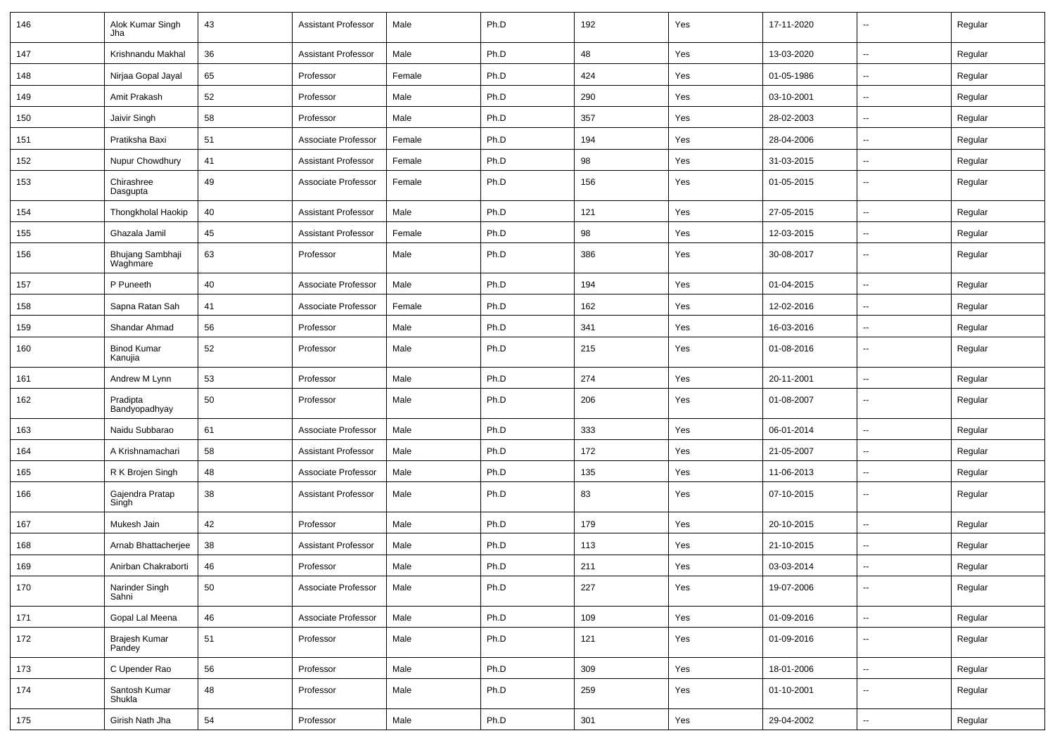| 146 | Alok Kumar Singh Jha | 43 | Assistant Professor | Male | Ph.D | 192 | Yes | 17-11-2020 | -- | Regular |
|---|---|---|---|---|---|---|---|---|---|---|
| 147 | Krishnandu Makhal | 36 | Assistant Professor | Male | Ph.D | 48 | Yes | 13-03-2020 | -- | Regular |
| 148 | Nirjaa Gopal Jayal | 65 | Professor | Female | Ph.D | 424 | Yes | 01-05-1986 | -- | Regular |
| 149 | Amit Prakash | 52 | Professor | Male | Ph.D | 290 | Yes | 03-10-2001 | -- | Regular |
| 150 | Jaivir Singh | 58 | Professor | Male | Ph.D | 357 | Yes | 28-02-2003 | -- | Regular |
| 151 | Pratiksha Baxi | 51 | Associate Professor | Female | Ph.D | 194 | Yes | 28-04-2006 | -- | Regular |
| 152 | Nupur Chowdhury | 41 | Assistant Professor | Female | Ph.D | 98 | Yes | 31-03-2015 | -- | Regular |
| 153 | Chirashree Dasgupta | 49 | Associate Professor | Female | Ph.D | 156 | Yes | 01-05-2015 | -- | Regular |
| 154 | Thongkholal Haokip | 40 | Assistant Professor | Male | Ph.D | 121 | Yes | 27-05-2015 | -- | Regular |
| 155 | Ghazala Jamil | 45 | Assistant Professor | Female | Ph.D | 98 | Yes | 12-03-2015 | -- | Regular |
| 156 | Bhujang Sambhaji Waghmare | 63 | Professor | Male | Ph.D | 386 | Yes | 30-08-2017 | -- | Regular |
| 157 | P Puneeth | 40 | Associate Professor | Male | Ph.D | 194 | Yes | 01-04-2015 | -- | Regular |
| 158 | Sapna Ratan Sah | 41 | Associate Professor | Female | Ph.D | 162 | Yes | 12-02-2016 | -- | Regular |
| 159 | Shandar Ahmad | 56 | Professor | Male | Ph.D | 341 | Yes | 16-03-2016 | -- | Regular |
| 160 | Binod Kumar Kanujia | 52 | Professor | Male | Ph.D | 215 | Yes | 01-08-2016 | -- | Regular |
| 161 | Andrew M Lynn | 53 | Professor | Male | Ph.D | 274 | Yes | 20-11-2001 | -- | Regular |
| 162 | Pradipta Bandyopadhyay | 50 | Professor | Male | Ph.D | 206 | Yes | 01-08-2007 | -- | Regular |
| 163 | Naidu Subbarao | 61 | Associate Professor | Male | Ph.D | 333 | Yes | 06-01-2014 | -- | Regular |
| 164 | A Krishnamachari | 58 | Assistant Professor | Male | Ph.D | 172 | Yes | 21-05-2007 | -- | Regular |
| 165 | R K Brojen Singh | 48 | Associate Professor | Male | Ph.D | 135 | Yes | 11-06-2013 | -- | Regular |
| 166 | Gajendra Pratap Singh | 38 | Assistant Professor | Male | Ph.D | 83 | Yes | 07-10-2015 | -- | Regular |
| 167 | Mukesh Jain | 42 | Professor | Male | Ph.D | 179 | Yes | 20-10-2015 | -- | Regular |
| 168 | Arnab Bhattacherjee | 38 | Assistant Professor | Male | Ph.D | 113 | Yes | 21-10-2015 | -- | Regular |
| 169 | Anirban Chakraborti | 46 | Professor | Male | Ph.D | 211 | Yes | 03-03-2014 | -- | Regular |
| 170 | Narinder Singh Sahni | 50 | Associate Professor | Male | Ph.D | 227 | Yes | 19-07-2006 | -- | Regular |
| 171 | Gopal Lal Meena | 46 | Associate Professor | Male | Ph.D | 109 | Yes | 01-09-2016 | -- | Regular |
| 172 | Brajesh Kumar Pandey | 51 | Professor | Male | Ph.D | 121 | Yes | 01-09-2016 | -- | Regular |
| 173 | C Upender Rao | 56 | Professor | Male | Ph.D | 309 | Yes | 18-01-2006 | -- | Regular |
| 174 | Santosh Kumar Shukla | 48 | Professor | Male | Ph.D | 259 | Yes | 01-10-2001 | -- | Regular |
| 175 | Girish Nath Jha | 54 | Professor | Male | Ph.D | 301 | Yes | 29-04-2002 | -- | Regular |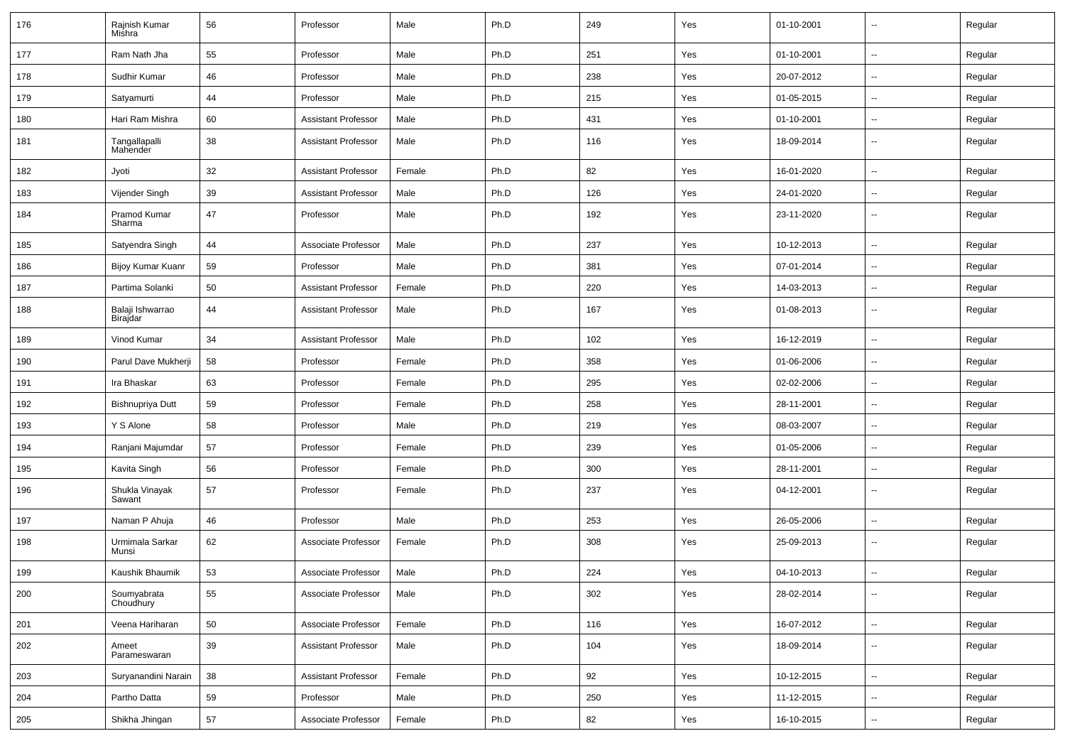| 176 | Rajnish Kumar Mishra | 56 | Professor | Male | Ph.D | 249 | Yes | 01-10-2001 | -- | Regular |
|---|---|---|---|---|---|---|---|---|---|---|
| 177 | Ram Nath Jha | 55 | Professor | Male | Ph.D | 251 | Yes | 01-10-2001 | -- | Regular |
| 178 | Sudhir Kumar | 46 | Professor | Male | Ph.D | 238 | Yes | 20-07-2012 | -- | Regular |
| 179 | Satyamurti | 44 | Professor | Male | Ph.D | 215 | Yes | 01-05-2015 | -- | Regular |
| 180 | Hari Ram Mishra | 60 | Assistant Professor | Male | Ph.D | 431 | Yes | 01-10-2001 | -- | Regular |
| 181 | Tangallapalli Mahender | 38 | Assistant Professor | Male | Ph.D | 116 | Yes | 18-09-2014 | -- | Regular |
| 182 | Jyoti | 32 | Assistant Professor | Female | Ph.D | 82 | Yes | 16-01-2020 | -- | Regular |
| 183 | Vijender Singh | 39 | Assistant Professor | Male | Ph.D | 126 | Yes | 24-01-2020 | -- | Regular |
| 184 | Pramod Kumar Sharma | 47 | Professor | Male | Ph.D | 192 | Yes | 23-11-2020 | -- | Regular |
| 185 | Satyendra Singh | 44 | Associate Professor | Male | Ph.D | 237 | Yes | 10-12-2013 | -- | Regular |
| 186 | Bijoy Kumar Kuanr | 59 | Professor | Male | Ph.D | 381 | Yes | 07-01-2014 | -- | Regular |
| 187 | Partima Solanki | 50 | Assistant Professor | Female | Ph.D | 220 | Yes | 14-03-2013 | -- | Regular |
| 188 | Balaji Ishwarrao Birajdar | 44 | Assistant Professor | Male | Ph.D | 167 | Yes | 01-08-2013 | -- | Regular |
| 189 | Vinod Kumar | 34 | Assistant Professor | Male | Ph.D | 102 | Yes | 16-12-2019 | -- | Regular |
| 190 | Parul Dave Mukherji | 58 | Professor | Female | Ph.D | 358 | Yes | 01-06-2006 | -- | Regular |
| 191 | Ira Bhaskar | 63 | Professor | Female | Ph.D | 295 | Yes | 02-02-2006 | -- | Regular |
| 192 | Bishnupriya Dutt | 59 | Professor | Female | Ph.D | 258 | Yes | 28-11-2001 | -- | Regular |
| 193 | Y S Alone | 58 | Professor | Male | Ph.D | 219 | Yes | 08-03-2007 | -- | Regular |
| 194 | Ranjani Majumdar | 57 | Professor | Female | Ph.D | 239 | Yes | 01-05-2006 | -- | Regular |
| 195 | Kavita Singh | 56 | Professor | Female | Ph.D | 300 | Yes | 28-11-2001 | -- | Regular |
| 196 | Shukla Vinayak Sawant | 57 | Professor | Female | Ph.D | 237 | Yes | 04-12-2001 | -- | Regular |
| 197 | Naman P Ahuja | 46 | Professor | Male | Ph.D | 253 | Yes | 26-05-2006 | -- | Regular |
| 198 | Urmimala Sarkar Munsi | 62 | Associate Professor | Female | Ph.D | 308 | Yes | 25-09-2013 | -- | Regular |
| 199 | Kaushik Bhaumik | 53 | Associate Professor | Male | Ph.D | 224 | Yes | 04-10-2013 | -- | Regular |
| 200 | Soumyabrata Choudhury | 55 | Associate Professor | Male | Ph.D | 302 | Yes | 28-02-2014 | -- | Regular |
| 201 | Veena Hariharan | 50 | Associate Professor | Female | Ph.D | 116 | Yes | 16-07-2012 | -- | Regular |
| 202 | Ameet Parameswaran | 39 | Assistant Professor | Male | Ph.D | 104 | Yes | 18-09-2014 | -- | Regular |
| 203 | Suryanandini Narain | 38 | Assistant Professor | Female | Ph.D | 92 | Yes | 10-12-2015 | -- | Regular |
| 204 | Partho Datta | 59 | Professor | Male | Ph.D | 250 | Yes | 11-12-2015 | -- | Regular |
| 205 | Shikha Jhingan | 57 | Associate Professor | Female | Ph.D | 82 | Yes | 16-10-2015 | -- | Regular |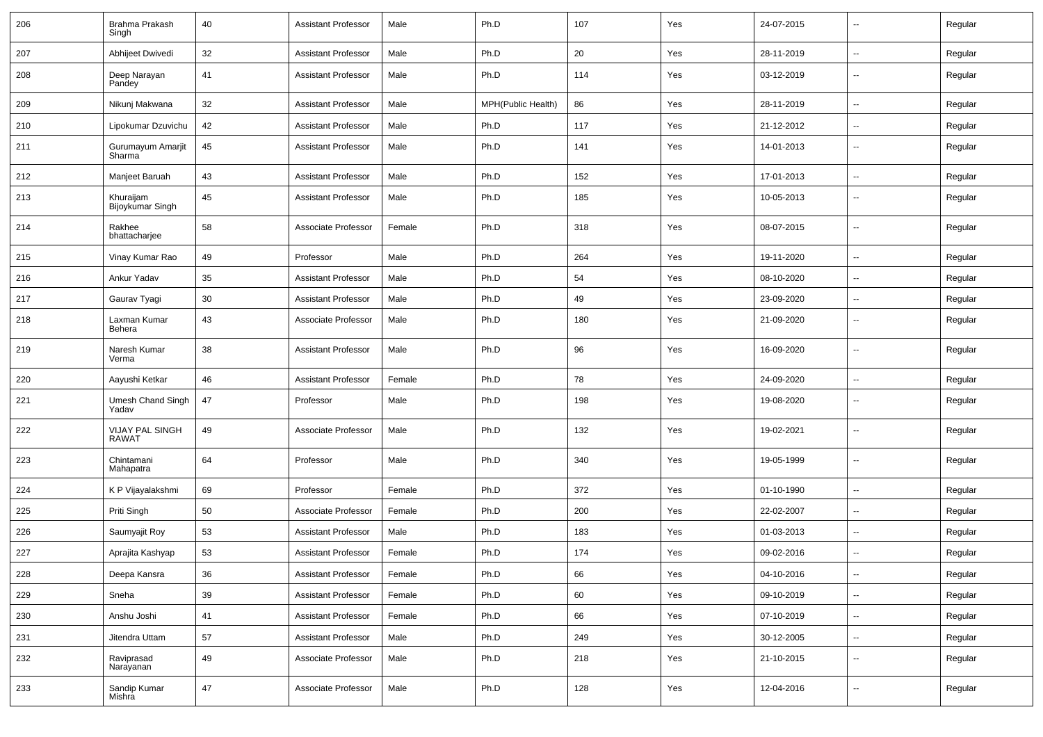| 206 | Brahma Prakash Singh | 40 | Assistant Professor | Male | Ph.D | 107 | Yes | 24-07-2015 | -- | Regular |
|---|---|---|---|---|---|---|---|---|---|---|
| 207 | Abhijeet Dwivedi | 32 | Assistant Professor | Male | Ph.D | 20 | Yes | 28-11-2019 | -- | Regular |
| 208 | Deep Narayan Pandey | 41 | Assistant Professor | Male | Ph.D | 114 | Yes | 03-12-2019 | -- | Regular |
| 209 | Nikunj Makwana | 32 | Assistant Professor | Male | MPH(Public Health) | 86 | Yes | 28-11-2019 | -- | Regular |
| 210 | Lipokumar Dzuvichu | 42 | Assistant Professor | Male | Ph.D | 117 | Yes | 21-12-2012 | -- | Regular |
| 211 | Gurumayum Amarjit Sharma | 45 | Assistant Professor | Male | Ph.D | 141 | Yes | 14-01-2013 | -- | Regular |
| 212 | Manjeet Baruah | 43 | Assistant Professor | Male | Ph.D | 152 | Yes | 17-01-2013 | -- | Regular |
| 213 | Khuraijam Bijoykumar Singh | 45 | Assistant Professor | Male | Ph.D | 185 | Yes | 10-05-2013 | -- | Regular |
| 214 | Rakhee bhattacharjee | 58 | Associate Professor | Female | Ph.D | 318 | Yes | 08-07-2015 | -- | Regular |
| 215 | Vinay Kumar Rao | 49 | Professor | Male | Ph.D | 264 | Yes | 19-11-2020 | -- | Regular |
| 216 | Ankur Yadav | 35 | Assistant Professor | Male | Ph.D | 54 | Yes | 08-10-2020 | -- | Regular |
| 217 | Gaurav Tyagi | 30 | Assistant Professor | Male | Ph.D | 49 | Yes | 23-09-2020 | -- | Regular |
| 218 | Laxman Kumar Behera | 43 | Associate Professor | Male | Ph.D | 180 | Yes | 21-09-2020 | -- | Regular |
| 219 | Naresh Kumar Verma | 38 | Assistant Professor | Male | Ph.D | 96 | Yes | 16-09-2020 | -- | Regular |
| 220 | Aayushi Ketkar | 46 | Assistant Professor | Female | Ph.D | 78 | Yes | 24-09-2020 | -- | Regular |
| 221 | Umesh Chand Singh Yadav | 47 | Professor | Male | Ph.D | 198 | Yes | 19-08-2020 | -- | Regular |
| 222 | VIJAY PAL SINGH RAWAT | 49 | Associate Professor | Male | Ph.D | 132 | Yes | 19-02-2021 | -- | Regular |
| 223 | Chintamani Mahapatra | 64 | Professor | Male | Ph.D | 340 | Yes | 19-05-1999 | -- | Regular |
| 224 | K P Vijayalakshmi | 69 | Professor | Female | Ph.D | 372 | Yes | 01-10-1990 | -- | Regular |
| 225 | Priti Singh | 50 | Associate Professor | Female | Ph.D | 200 | Yes | 22-02-2007 | -- | Regular |
| 226 | Saumyajit Roy | 53 | Assistant Professor | Male | Ph.D | 183 | Yes | 01-03-2013 | -- | Regular |
| 227 | Aprajita Kashyap | 53 | Assistant Professor | Female | Ph.D | 174 | Yes | 09-02-2016 | -- | Regular |
| 228 | Deepa Kansra | 36 | Assistant Professor | Female | Ph.D | 66 | Yes | 04-10-2016 | -- | Regular |
| 229 | Sneha | 39 | Assistant Professor | Female | Ph.D | 60 | Yes | 09-10-2019 | -- | Regular |
| 230 | Anshu Joshi | 41 | Assistant Professor | Female | Ph.D | 66 | Yes | 07-10-2019 | -- | Regular |
| 231 | Jitendra Uttam | 57 | Assistant Professor | Male | Ph.D | 249 | Yes | 30-12-2005 | -- | Regular |
| 232 | Raviprasad Narayanan | 49 | Associate Professor | Male | Ph.D | 218 | Yes | 21-10-2015 | -- | Regular |
| 233 | Sandip Kumar Mishra | 47 | Associate Professor | Male | Ph.D | 128 | Yes | 12-04-2016 | -- | Regular |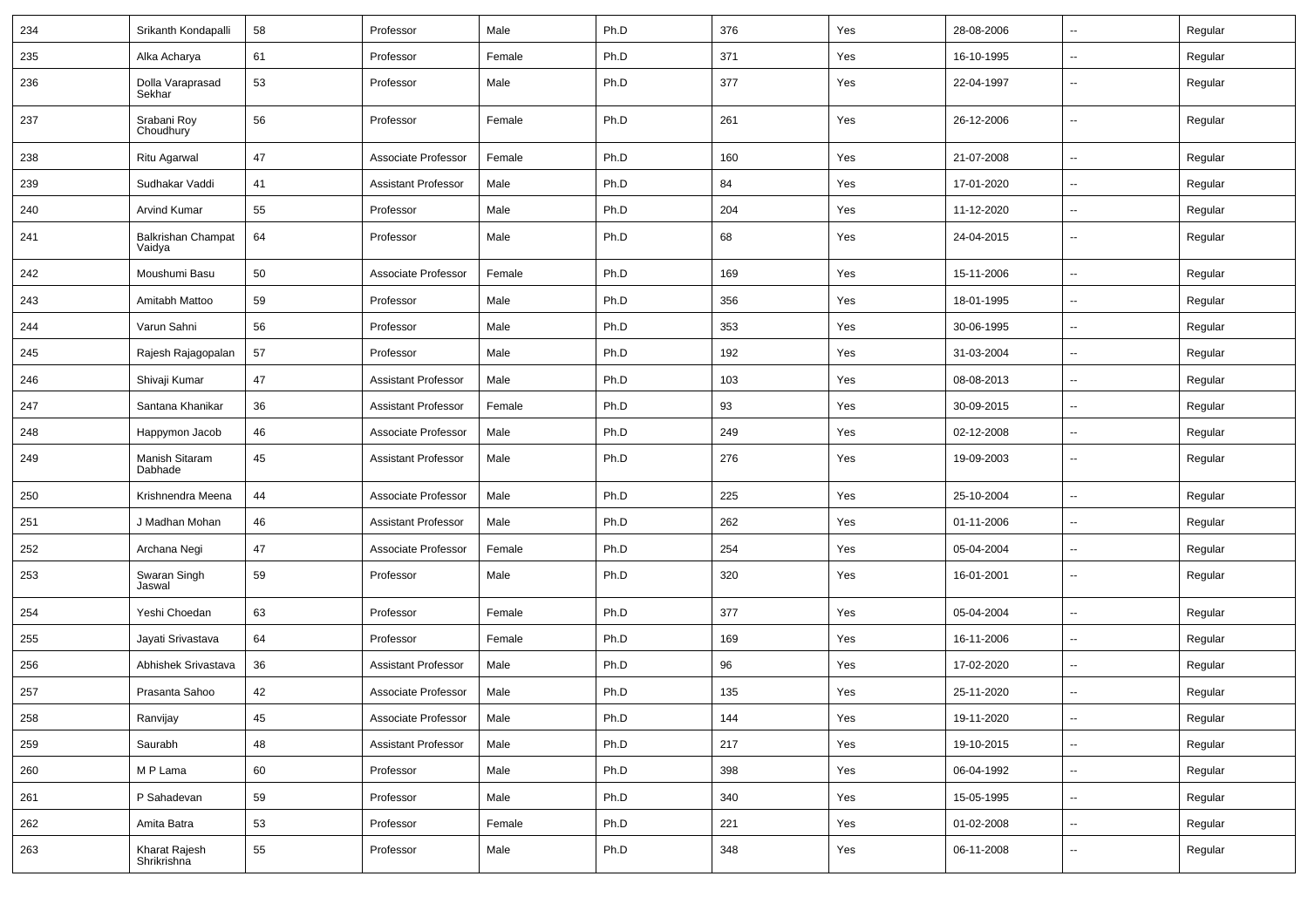| 234 | Srikanth Kondapalli | 58 | Professor | Male | Ph.D | 376 | Yes | 28-08-2006 | -- | Regular |
|---|---|---|---|---|---|---|---|---|---|---|
| 235 | Alka Acharya | 61 | Professor | Female | Ph.D | 371 | Yes | 16-10-1995 | -- | Regular |
| 236 | Dolla Varaprasad Sekhar | 53 | Professor | Male | Ph.D | 377 | Yes | 22-04-1997 | -- | Regular |
| 237 | Srabani Roy Choudhury | 56 | Professor | Female | Ph.D | 261 | Yes | 26-12-2006 | -- | Regular |
| 238 | Ritu Agarwal | 47 | Associate Professor | Female | Ph.D | 160 | Yes | 21-07-2008 | -- | Regular |
| 239 | Sudhakar Vaddi | 41 | Assistant Professor | Male | Ph.D | 84 | Yes | 17-01-2020 | -- | Regular |
| 240 | Arvind Kumar | 55 | Professor | Male | Ph.D | 204 | Yes | 11-12-2020 | -- | Regular |
| 241 | Balkrishan Champat Vaidya | 64 | Professor | Male | Ph.D | 68 | Yes | 24-04-2015 | -- | Regular |
| 242 | Moushumi Basu | 50 | Associate Professor | Female | Ph.D | 169 | Yes | 15-11-2006 | -- | Regular |
| 243 | Amitabh Mattoo | 59 | Professor | Male | Ph.D | 356 | Yes | 18-01-1995 | -- | Regular |
| 244 | Varun Sahni | 56 | Professor | Male | Ph.D | 353 | Yes | 30-06-1995 | -- | Regular |
| 245 | Rajesh Rajagopalan | 57 | Professor | Male | Ph.D | 192 | Yes | 31-03-2004 | -- | Regular |
| 246 | Shivaji Kumar | 47 | Assistant Professor | Male | Ph.D | 103 | Yes | 08-08-2013 | -- | Regular |
| 247 | Santana Khanikar | 36 | Assistant Professor | Female | Ph.D | 93 | Yes | 30-09-2015 | -- | Regular |
| 248 | Happymon Jacob | 46 | Associate Professor | Male | Ph.D | 249 | Yes | 02-12-2008 | -- | Regular |
| 249 | Manish Sitaram Dabhade | 45 | Assistant Professor | Male | Ph.D | 276 | Yes | 19-09-2003 | -- | Regular |
| 250 | Krishnendra Meena | 44 | Associate Professor | Male | Ph.D | 225 | Yes | 25-10-2004 | -- | Regular |
| 251 | J Madhan Mohan | 46 | Assistant Professor | Male | Ph.D | 262 | Yes | 01-11-2006 | -- | Regular |
| 252 | Archana Negi | 47 | Associate Professor | Female | Ph.D | 254 | Yes | 05-04-2004 | -- | Regular |
| 253 | Swaran Singh Jaswal | 59 | Professor | Male | Ph.D | 320 | Yes | 16-01-2001 | -- | Regular |
| 254 | Yeshi Choedan | 63 | Professor | Female | Ph.D | 377 | Yes | 05-04-2004 | -- | Regular |
| 255 | Jayati Srivastava | 64 | Professor | Female | Ph.D | 169 | Yes | 16-11-2006 | -- | Regular |
| 256 | Abhishek Srivastava | 36 | Assistant Professor | Male | Ph.D | 96 | Yes | 17-02-2020 | -- | Regular |
| 257 | Prasanta Sahoo | 42 | Associate Professor | Male | Ph.D | 135 | Yes | 25-11-2020 | -- | Regular |
| 258 | Ranvijay | 45 | Associate Professor | Male | Ph.D | 144 | Yes | 19-11-2020 | -- | Regular |
| 259 | Saurabh | 48 | Assistant Professor | Male | Ph.D | 217 | Yes | 19-10-2015 | -- | Regular |
| 260 | M P Lama | 60 | Professor | Male | Ph.D | 398 | Yes | 06-04-1992 | -- | Regular |
| 261 | P Sahadevan | 59 | Professor | Male | Ph.D | 340 | Yes | 15-05-1995 | -- | Regular |
| 262 | Amita Batra | 53 | Professor | Female | Ph.D | 221 | Yes | 01-02-2008 | -- | Regular |
| 263 | Kharat Rajesh Shrikrishna | 55 | Professor | Male | Ph.D | 348 | Yes | 06-11-2008 | -- | Regular |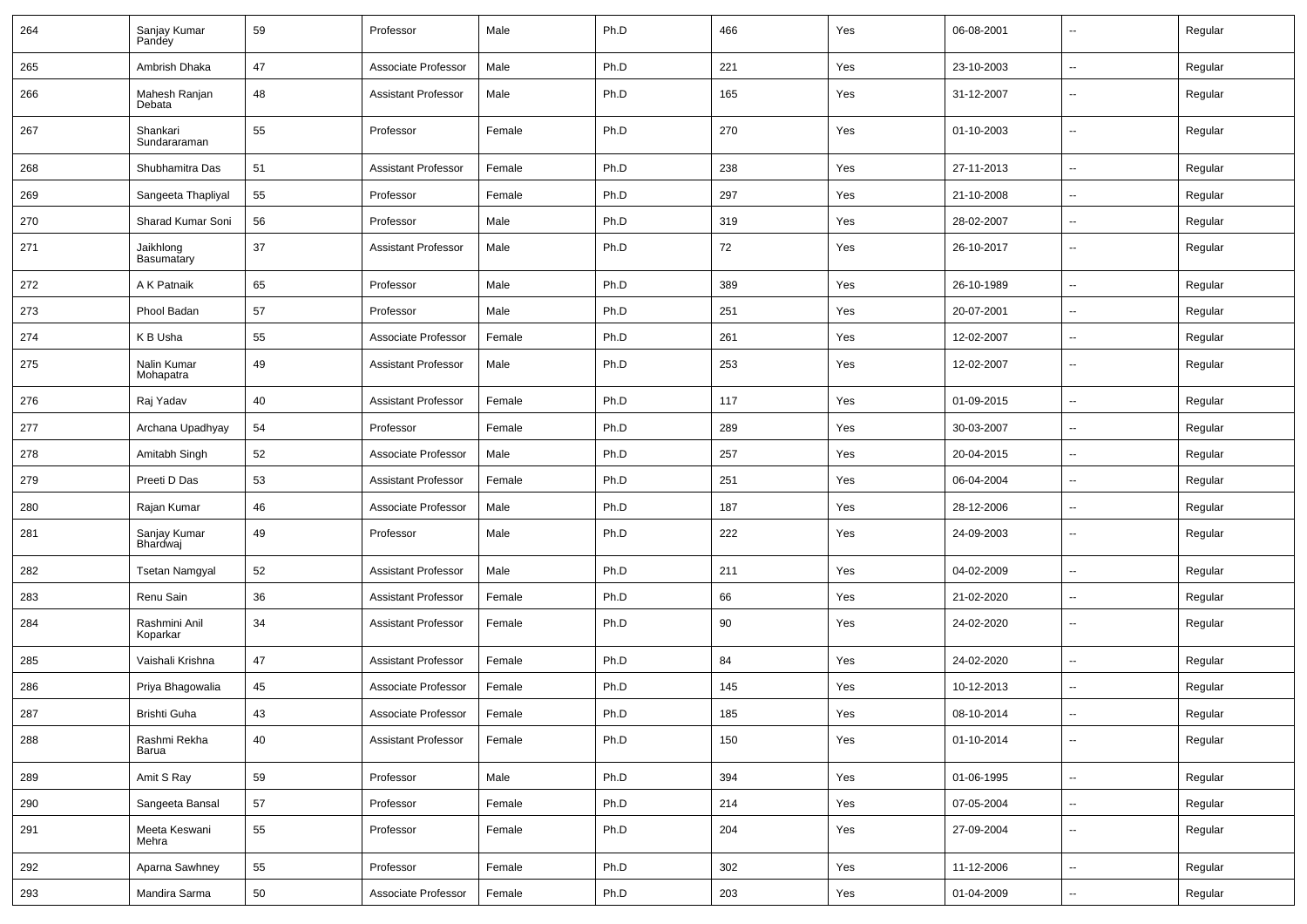| 264 | Sanjay Kumar Pandey | 59 | Professor | Male | Ph.D | 466 | Yes | 06-08-2001 | -- | Regular |
|---|---|---|---|---|---|---|---|---|---|---|
| 265 | Ambrish Dhaka | 47 | Associate Professor | Male | Ph.D | 221 | Yes | 23-10-2003 | -- | Regular |
| 266 | Mahesh Ranjan Debata | 48 | Assistant Professor | Male | Ph.D | 165 | Yes | 31-12-2007 | -- | Regular |
| 267 | Shankari Sundararaman | 55 | Professor | Female | Ph.D | 270 | Yes | 01-10-2003 | -- | Regular |
| 268 | Shubhamitra Das | 51 | Assistant Professor | Female | Ph.D | 238 | Yes | 27-11-2013 | -- | Regular |
| 269 | Sangeeta Thapliyal | 55 | Professor | Female | Ph.D | 297 | Yes | 21-10-2008 | -- | Regular |
| 270 | Sharad Kumar Soni | 56 | Professor | Male | Ph.D | 319 | Yes | 28-02-2007 | -- | Regular |
| 271 | Jaikhlong Basumatary | 37 | Assistant Professor | Male | Ph.D | 72 | Yes | 26-10-2017 | -- | Regular |
| 272 | A K Patnaik | 65 | Professor | Male | Ph.D | 389 | Yes | 26-10-1989 | -- | Regular |
| 273 | Phool Badan | 57 | Professor | Male | Ph.D | 251 | Yes | 20-07-2001 | -- | Regular |
| 274 | K B Usha | 55 | Associate Professor | Female | Ph.D | 261 | Yes | 12-02-2007 | -- | Regular |
| 275 | Nalin Kumar Mohapatra | 49 | Assistant Professor | Male | Ph.D | 253 | Yes | 12-02-2007 | -- | Regular |
| 276 | Raj Yadav | 40 | Assistant Professor | Female | Ph.D | 117 | Yes | 01-09-2015 | -- | Regular |
| 277 | Archana Upadhyay | 54 | Professor | Female | Ph.D | 289 | Yes | 30-03-2007 | -- | Regular |
| 278 | Amitabh Singh | 52 | Associate Professor | Male | Ph.D | 257 | Yes | 20-04-2015 | -- | Regular |
| 279 | Preeti D Das | 53 | Assistant Professor | Female | Ph.D | 251 | Yes | 06-04-2004 | -- | Regular |
| 280 | Rajan Kumar | 46 | Associate Professor | Male | Ph.D | 187 | Yes | 28-12-2006 | -- | Regular |
| 281 | Sanjay Kumar Bhardwaj | 49 | Professor | Male | Ph.D | 222 | Yes | 24-09-2003 | -- | Regular |
| 282 | Tsetan Namgyal | 52 | Assistant Professor | Male | Ph.D | 211 | Yes | 04-02-2009 | -- | Regular |
| 283 | Renu Sain | 36 | Assistant Professor | Female | Ph.D | 66 | Yes | 21-02-2020 | -- | Regular |
| 284 | Rashmini Anil Koparkar | 34 | Assistant Professor | Female | Ph.D | 90 | Yes | 24-02-2020 | -- | Regular |
| 285 | Vaishali Krishna | 47 | Assistant Professor | Female | Ph.D | 84 | Yes | 24-02-2020 | -- | Regular |
| 286 | Priya Bhagowalia | 45 | Associate Professor | Female | Ph.D | 145 | Yes | 10-12-2013 | -- | Regular |
| 287 | Brishti Guha | 43 | Associate Professor | Female | Ph.D | 185 | Yes | 08-10-2014 | -- | Regular |
| 288 | Rashmi Rekha Barua | 40 | Assistant Professor | Female | Ph.D | 150 | Yes | 01-10-2014 | -- | Regular |
| 289 | Amit S Ray | 59 | Professor | Male | Ph.D | 394 | Yes | 01-06-1995 | -- | Regular |
| 290 | Sangeeta Bansal | 57 | Professor | Female | Ph.D | 214 | Yes | 07-05-2004 | -- | Regular |
| 291 | Meeta Keswani Mehra | 55 | Professor | Female | Ph.D | 204 | Yes | 27-09-2004 | -- | Regular |
| 292 | Aparna Sawhney | 55 | Professor | Female | Ph.D | 302 | Yes | 11-12-2006 | -- | Regular |
| 293 | Mandira Sarma | 50 | Associate Professor | Female | Ph.D | 203 | Yes | 01-04-2009 | -- | Regular |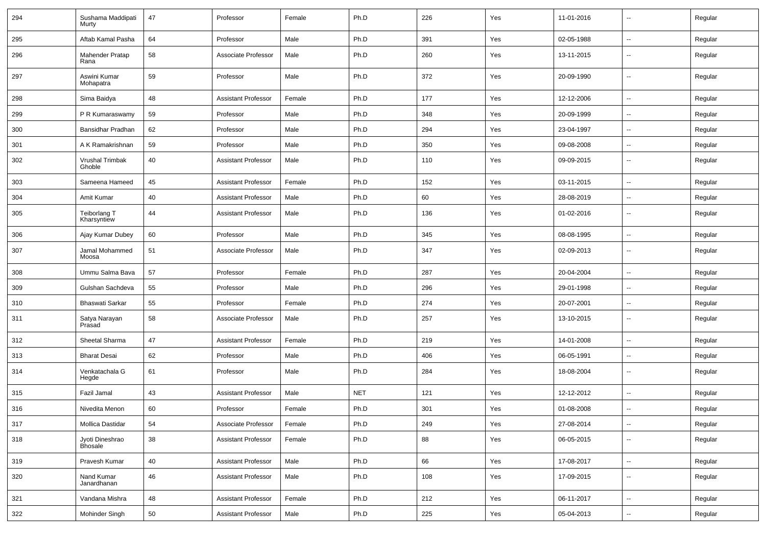| 294 | Sushama Maddipati Murty | 47 | Professor | Female | Ph.D | 226 | Yes | 11-01-2016 | -- | Regular |
|---|---|---|---|---|---|---|---|---|---|---|
| 295 | Aftab Kamal Pasha | 64 | Professor | Male | Ph.D | 391 | Yes | 02-05-1988 | -- | Regular |
| 296 | Mahender Pratap Rana | 58 | Associate Professor | Male | Ph.D | 260 | Yes | 13-11-2015 | -- | Regular |
| 297 | Aswini Kumar Mohapatra | 59 | Professor | Male | Ph.D | 372 | Yes | 20-09-1990 | -- | Regular |
| 298 | Sima Baidya | 48 | Assistant Professor | Female | Ph.D | 177 | Yes | 12-12-2006 | -- | Regular |
| 299 | P R Kumaraswamy | 59 | Professor | Male | Ph.D | 348 | Yes | 20-09-1999 | -- | Regular |
| 300 | Bansidhar Pradhan | 62 | Professor | Male | Ph.D | 294 | Yes | 23-04-1997 | -- | Regular |
| 301 | A K Ramakrishnan | 59 | Professor | Male | Ph.D | 350 | Yes | 09-08-2008 | -- | Regular |
| 302 | Vrushal Trimbak Ghoble | 40 | Assistant Professor | Male | Ph.D | 110 | Yes | 09-09-2015 | -- | Regular |
| 303 | Sameena Hameed | 45 | Assistant Professor | Female | Ph.D | 152 | Yes | 03-11-2015 | -- | Regular |
| 304 | Amit Kumar | 40 | Assistant Professor | Male | Ph.D | 60 | Yes | 28-08-2019 | -- | Regular |
| 305 | Teiborlang T Kharsyntiew | 44 | Assistant Professor | Male | Ph.D | 136 | Yes | 01-02-2016 | -- | Regular |
| 306 | Ajay Kumar Dubey | 60 | Professor | Male | Ph.D | 345 | Yes | 08-08-1995 | -- | Regular |
| 307 | Jamal Mohammed Moosa | 51 | Associate Professor | Male | Ph.D | 347 | Yes | 02-09-2013 | -- | Regular |
| 308 | Ummu Salma Bava | 57 | Professor | Female | Ph.D | 287 | Yes | 20-04-2004 | -- | Regular |
| 309 | Gulshan Sachdeva | 55 | Professor | Male | Ph.D | 296 | Yes | 29-01-1998 | -- | Regular |
| 310 | Bhaswati Sarkar | 55 | Professor | Female | Ph.D | 274 | Yes | 20-07-2001 | -- | Regular |
| 311 | Satya Narayan Prasad | 58 | Associate Professor | Male | Ph.D | 257 | Yes | 13-10-2015 | -- | Regular |
| 312 | Sheetal Sharma | 47 | Assistant Professor | Female | Ph.D | 219 | Yes | 14-01-2008 | -- | Regular |
| 313 | Bharat Desai | 62 | Professor | Male | Ph.D | 406 | Yes | 06-05-1991 | -- | Regular |
| 314 | Venkatachala G Hegde | 61 | Professor | Male | Ph.D | 284 | Yes | 18-08-2004 | -- | Regular |
| 315 | Fazil Jamal | 43 | Assistant Professor | Male | NET | 121 | Yes | 12-12-2012 | -- | Regular |
| 316 | Nivedita Menon | 60 | Professor | Female | Ph.D | 301 | Yes | 01-08-2008 | -- | Regular |
| 317 | Mollica Dastidar | 54 | Associate Professor | Female | Ph.D | 249 | Yes | 27-08-2014 | -- | Regular |
| 318 | Jyoti Dineshrao Bhosale | 38 | Assistant Professor | Female | Ph.D | 88 | Yes | 06-05-2015 | -- | Regular |
| 319 | Pravesh Kumar | 40 | Assistant Professor | Male | Ph.D | 66 | Yes | 17-08-2017 | -- | Regular |
| 320 | Nand Kumar Janardhanan | 46 | Assistant Professor | Male | Ph.D | 108 | Yes | 17-09-2015 | -- | Regular |
| 321 | Vandana Mishra | 48 | Assistant Professor | Female | Ph.D | 212 | Yes | 06-11-2017 | -- | Regular |
| 322 | Mohinder Singh | 50 | Assistant Professor | Male | Ph.D | 225 | Yes | 05-04-2013 | -- | Regular |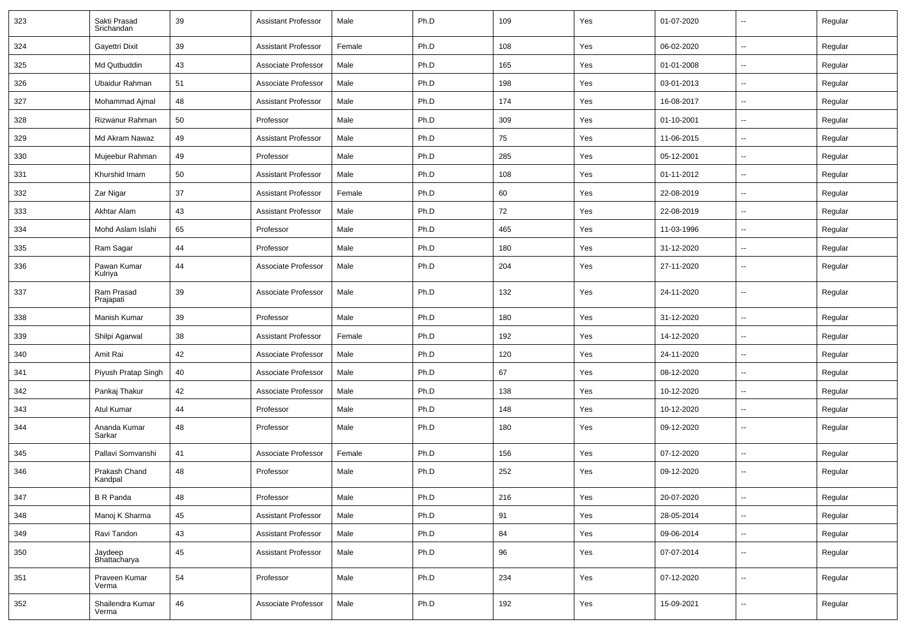| 323 | Sakti Prasad Srichandan | 39 | Assistant Professor | Male | Ph.D | 109 | Yes | 01-07-2020 | -- | Regular |
|---|---|---|---|---|---|---|---|---|---|---|
| 324 | Gayettri Dixit | 39 | Assistant Professor | Female | Ph.D | 108 | Yes | 06-02-2020 | -- | Regular |
| 325 | Md Qutbuddin | 43 | Associate Professor | Male | Ph.D | 165 | Yes | 01-01-2008 | -- | Regular |
| 326 | Ubaidur Rahman | 51 | Associate Professor | Male | Ph.D | 198 | Yes | 03-01-2013 | -- | Regular |
| 327 | Mohammad Ajmal | 48 | Assistant Professor | Male | Ph.D | 174 | Yes | 16-08-2017 | -- | Regular |
| 328 | Rizwanur Rahman | 50 | Professor | Male | Ph.D | 309 | Yes | 01-10-2001 | -- | Regular |
| 329 | Md Akram Nawaz | 49 | Assistant Professor | Male | Ph.D | 75 | Yes | 11-06-2015 | -- | Regular |
| 330 | Mujeebur Rahman | 49 | Professor | Male | Ph.D | 285 | Yes | 05-12-2001 | -- | Regular |
| 331 | Khurshid Imam | 50 | Assistant Professor | Male | Ph.D | 108 | Yes | 01-11-2012 | -- | Regular |
| 332 | Zar Nigar | 37 | Assistant Professor | Female | Ph.D | 60 | Yes | 22-08-2019 | -- | Regular |
| 333 | Akhtar Alam | 43 | Assistant Professor | Male | Ph.D | 72 | Yes | 22-08-2019 | -- | Regular |
| 334 | Mohd Aslam Islahi | 65 | Professor | Male | Ph.D | 465 | Yes | 11-03-1996 | -- | Regular |
| 335 | Ram Sagar | 44 | Professor | Male | Ph.D | 180 | Yes | 31-12-2020 | -- | Regular |
| 336 | Pawan Kumar Kulriya | 44 | Associate Professor | Male | Ph.D | 204 | Yes | 27-11-2020 | -- | Regular |
| 337 | Ram Prasad Prajapati | 39 | Associate Professor | Male | Ph.D | 132 | Yes | 24-11-2020 | -- | Regular |
| 338 | Manish Kumar | 39 | Professor | Male | Ph.D | 180 | Yes | 31-12-2020 | -- | Regular |
| 339 | Shilpi Agarwal | 38 | Assistant Professor | Female | Ph.D | 192 | Yes | 14-12-2020 | -- | Regular |
| 340 | Amit Rai | 42 | Associate Professor | Male | Ph.D | 120 | Yes | 24-11-2020 | -- | Regular |
| 341 | Piyush Pratap Singh | 40 | Associate Professor | Male | Ph.D | 67 | Yes | 08-12-2020 | -- | Regular |
| 342 | Pankaj Thakur | 42 | Associate Professor | Male | Ph.D | 138 | Yes | 10-12-2020 | -- | Regular |
| 343 | Atul Kumar | 44 | Professor | Male | Ph.D | 148 | Yes | 10-12-2020 | -- | Regular |
| 344 | Ananda Kumar Sarkar | 48 | Professor | Male | Ph.D | 180 | Yes | 09-12-2020 | -- | Regular |
| 345 | Pallavi Somvanshi | 41 | Associate Professor | Female | Ph.D | 156 | Yes | 07-12-2020 | -- | Regular |
| 346 | Prakash Chand Kandpal | 48 | Professor | Male | Ph.D | 252 | Yes | 09-12-2020 | -- | Regular |
| 347 | B R Panda | 48 | Professor | Male | Ph.D | 216 | Yes | 20-07-2020 | -- | Regular |
| 348 | Manoj K Sharma | 45 | Assistant Professor | Male | Ph.D | 91 | Yes | 28-05-2014 | -- | Regular |
| 349 | Ravi Tandon | 43 | Assistant Professor | Male | Ph.D | 84 | Yes | 09-06-2014 | -- | Regular |
| 350 | Jaydeep Bhattacharya | 45 | Assistant Professor | Male | Ph.D | 96 | Yes | 07-07-2014 | -- | Regular |
| 351 | Praveen Kumar Verma | 54 | Professor | Male | Ph.D | 234 | Yes | 07-12-2020 | -- | Regular |
| 352 | Shailendra Kumar Verma | 46 | Associate Professor | Male | Ph.D | 192 | Yes | 15-09-2021 | -- | Regular |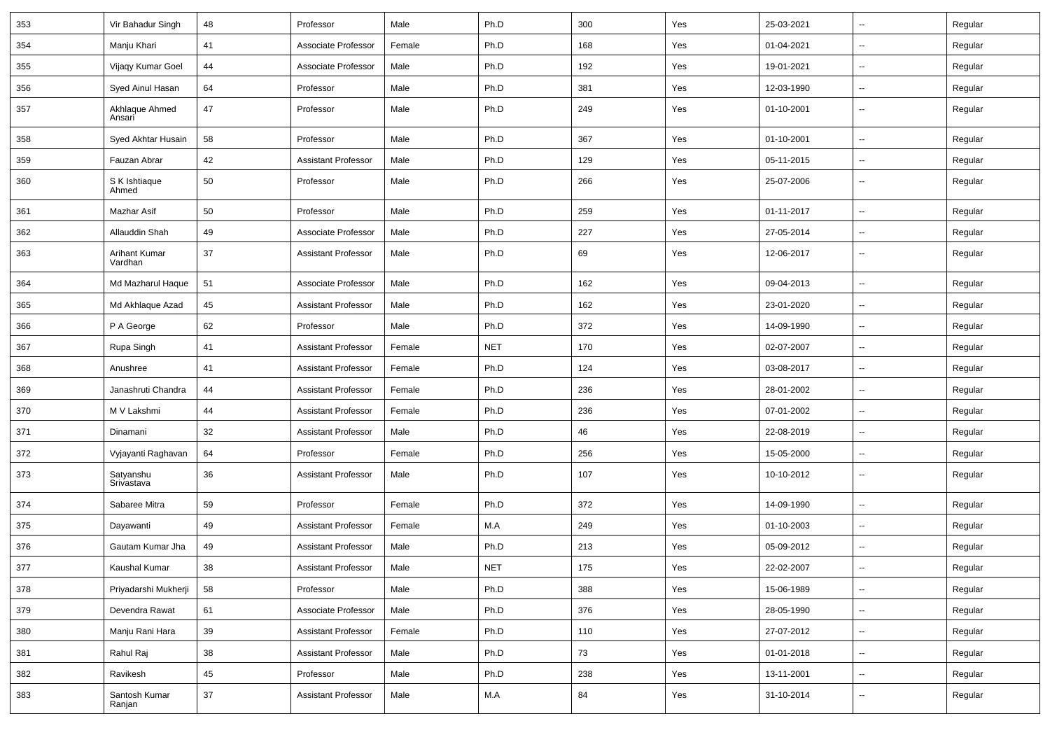| | | | | | | | | | | |
|---|---|---|---|---|---|---|---|---|---|---|
| 353 | Vir Bahadur Singh | 48 | Professor | Male | Ph.D | 300 | Yes | 25-03-2021 | -- | Regular |
| 354 | Manju Khari | 41 | Associate Professor | Female | Ph.D | 168 | Yes | 01-04-2021 | -- | Regular |
| 355 | Vijaqy Kumar Goel | 44 | Associate Professor | Male | Ph.D | 192 | Yes | 19-01-2021 | -- | Regular |
| 356 | Syed Ainul Hasan | 64 | Professor | Male | Ph.D | 381 | Yes | 12-03-1990 | -- | Regular |
| 357 | Akhlaque Ahmed Ansari | 47 | Professor | Male | Ph.D | 249 | Yes | 01-10-2001 | -- | Regular |
| 358 | Syed Akhtar Husain | 58 | Professor | Male | Ph.D | 367 | Yes | 01-10-2001 | -- | Regular |
| 359 | Fauzan Abrar | 42 | Assistant Professor | Male | Ph.D | 129 | Yes | 05-11-2015 | -- | Regular |
| 360 | S K Ishtiaque Ahmed | 50 | Professor | Male | Ph.D | 266 | Yes | 25-07-2006 | -- | Regular |
| 361 | Mazhar Asif | 50 | Professor | Male | Ph.D | 259 | Yes | 01-11-2017 | -- | Regular |
| 362 | Allauddin Shah | 49 | Associate Professor | Male | Ph.D | 227 | Yes | 27-05-2014 | -- | Regular |
| 363 | Arihant Kumar Vardhan | 37 | Assistant Professor | Male | Ph.D | 69 | Yes | 12-06-2017 | -- | Regular |
| 364 | Md Mazharul Haque | 51 | Associate Professor | Male | Ph.D | 162 | Yes | 09-04-2013 | -- | Regular |
| 365 | Md Akhlaque Azad | 45 | Assistant Professor | Male | Ph.D | 162 | Yes | 23-01-2020 | -- | Regular |
| 366 | P A George | 62 | Professor | Male | Ph.D | 372 | Yes | 14-09-1990 | -- | Regular |
| 367 | Rupa Singh | 41 | Assistant Professor | Female | NET | 170 | Yes | 02-07-2007 | -- | Regular |
| 368 | Anushree | 41 | Assistant Professor | Female | Ph.D | 124 | Yes | 03-08-2017 | -- | Regular |
| 369 | Janashruti Chandra | 44 | Assistant Professor | Female | Ph.D | 236 | Yes | 28-01-2002 | -- | Regular |
| 370 | M V Lakshmi | 44 | Assistant Professor | Female | Ph.D | 236 | Yes | 07-01-2002 | -- | Regular |
| 371 | Dinamani | 32 | Assistant Professor | Male | Ph.D | 46 | Yes | 22-08-2019 | -- | Regular |
| 372 | Vyjayanti Raghavan | 64 | Professor | Female | Ph.D | 256 | Yes | 15-05-2000 | -- | Regular |
| 373 | Satyanshu Srivastava | 36 | Assistant Professor | Male | Ph.D | 107 | Yes | 10-10-2012 | -- | Regular |
| 374 | Sabaree Mitra | 59 | Professor | Female | Ph.D | 372 | Yes | 14-09-1990 | -- | Regular |
| 375 | Dayawanti | 49 | Assistant Professor | Female | M.A | 249 | Yes | 01-10-2003 | -- | Regular |
| 376 | Gautam Kumar Jha | 49 | Assistant Professor | Male | Ph.D | 213 | Yes | 05-09-2012 | -- | Regular |
| 377 | Kaushal Kumar | 38 | Assistant Professor | Male | NET | 175 | Yes | 22-02-2007 | -- | Regular |
| 378 | Priyadarshi Mukherji | 58 | Professor | Male | Ph.D | 388 | Yes | 15-06-1989 | -- | Regular |
| 379 | Devendra Rawat | 61 | Associate Professor | Male | Ph.D | 376 | Yes | 28-05-1990 | -- | Regular |
| 380 | Manju Rani Hara | 39 | Assistant Professor | Female | Ph.D | 110 | Yes | 27-07-2012 | -- | Regular |
| 381 | Rahul Raj | 38 | Assistant Professor | Male | Ph.D | 73 | Yes | 01-01-2018 | -- | Regular |
| 382 | Ravikesh | 45 | Professor | Male | Ph.D | 238 | Yes | 13-11-2001 | -- | Regular |
| 383 | Santosh Kumar Ranjan | 37 | Assistant Professor | Male | M.A | 84 | Yes | 31-10-2014 | -- | Regular |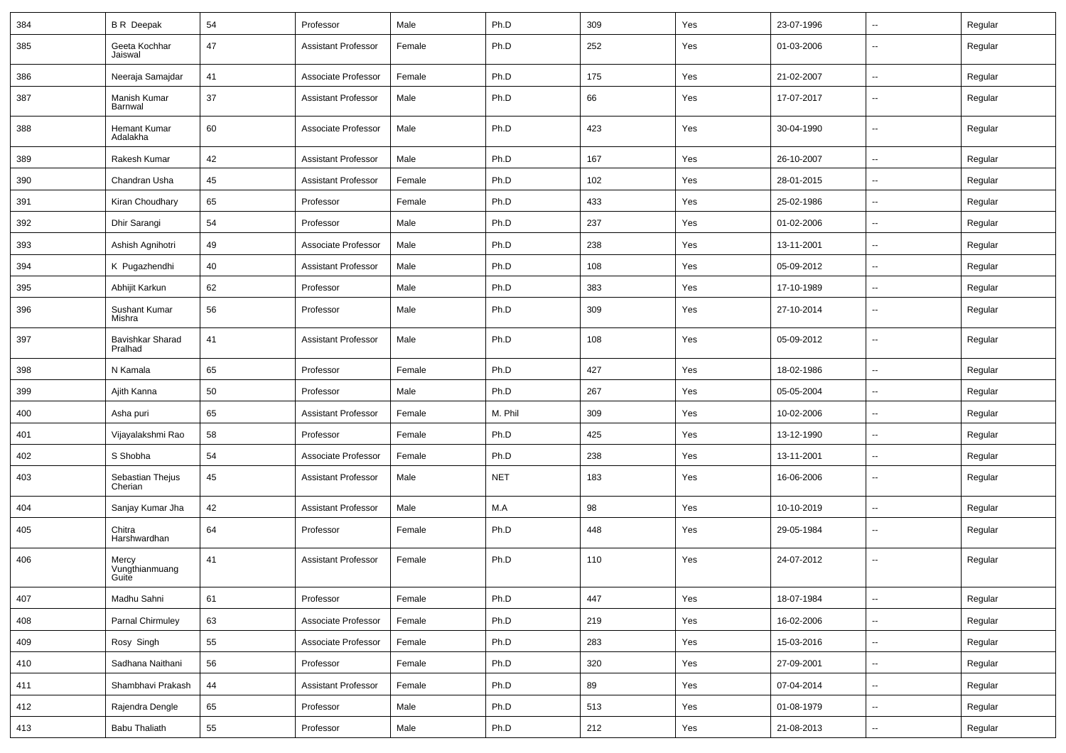| 384 | B R Deepak | 54 | Professor | Male | Ph.D | 309 | Yes | 23-07-1996 | -- | Regular |
|---|---|---|---|---|---|---|---|---|---|---|
| 385 | Geeta Kochhar Jaiswal | 47 | Assistant Professor | Female | Ph.D | 252 | Yes | 01-03-2006 | -- | Regular |
| 386 | Neeraja Samajdar | 41 | Associate Professor | Female | Ph.D | 175 | Yes | 21-02-2007 | -- | Regular |
| 387 | Manish Kumar Barnwal | 37 | Assistant Professor | Male | Ph.D | 66 | Yes | 17-07-2017 | -- | Regular |
| 388 | Hemant Kumar Adalakha | 60 | Associate Professor | Male | Ph.D | 423 | Yes | 30-04-1990 | -- | Regular |
| 389 | Rakesh Kumar | 42 | Assistant Professor | Male | Ph.D | 167 | Yes | 26-10-2007 | -- | Regular |
| 390 | Chandran Usha | 45 | Assistant Professor | Female | Ph.D | 102 | Yes | 28-01-2015 | -- | Regular |
| 391 | Kiran Choudhary | 65 | Professor | Female | Ph.D | 433 | Yes | 25-02-1986 | -- | Regular |
| 392 | Dhir Sarangi | 54 | Professor | Male | Ph.D | 237 | Yes | 01-02-2006 | -- | Regular |
| 393 | Ashish Agnihotri | 49 | Associate Professor | Male | Ph.D | 238 | Yes | 13-11-2001 | -- | Regular |
| 394 | K Pugazhendhi | 40 | Assistant Professor | Male | Ph.D | 108 | Yes | 05-09-2012 | -- | Regular |
| 395 | Abhijit Karkun | 62 | Professor | Male | Ph.D | 383 | Yes | 17-10-1989 | -- | Regular |
| 396 | Sushant Kumar Mishra | 56 | Professor | Male | Ph.D | 309 | Yes | 27-10-2014 | -- | Regular |
| 397 | Bavishkar Sharad Pralhad | 41 | Assistant Professor | Male | Ph.D | 108 | Yes | 05-09-2012 | -- | Regular |
| 398 | N Kamala | 65 | Professor | Female | Ph.D | 427 | Yes | 18-02-1986 | -- | Regular |
| 399 | Ajith Kanna | 50 | Professor | Male | Ph.D | 267 | Yes | 05-05-2004 | -- | Regular |
| 400 | Asha puri | 65 | Assistant Professor | Female | M. Phil | 309 | Yes | 10-02-2006 | -- | Regular |
| 401 | Vijayalakshmi Rao | 58 | Professor | Female | Ph.D | 425 | Yes | 13-12-1990 | -- | Regular |
| 402 | S Shobha | 54 | Associate Professor | Female | Ph.D | 238 | Yes | 13-11-2001 | -- | Regular |
| 403 | Sebastian Thejus Cherian | 45 | Assistant Professor | Male | NET | 183 | Yes | 16-06-2006 | -- | Regular |
| 404 | Sanjay Kumar Jha | 42 | Assistant Professor | Male | M.A | 98 | Yes | 10-10-2019 | -- | Regular |
| 405 | Chitra Harshwardhan | 64 | Professor | Female | Ph.D | 448 | Yes | 29-05-1984 | -- | Regular |
| 406 | Mercy Vungthianmuang Guite | 41 | Assistant Professor | Female | Ph.D | 110 | Yes | 24-07-2012 | -- | Regular |
| 407 | Madhu Sahni | 61 | Professor | Female | Ph.D | 447 | Yes | 18-07-1984 | -- | Regular |
| 408 | Parnal Chirmuley | 63 | Associate Professor | Female | Ph.D | 219 | Yes | 16-02-2006 | -- | Regular |
| 409 | Rosy Singh | 55 | Associate Professor | Female | Ph.D | 283 | Yes | 15-03-2016 | -- | Regular |
| 410 | Sadhana Naithani | 56 | Professor | Female | Ph.D | 320 | Yes | 27-09-2001 | -- | Regular |
| 411 | Shambhavi Prakash | 44 | Assistant Professor | Female | Ph.D | 89 | Yes | 07-04-2014 | -- | Regular |
| 412 | Rajendra Dengle | 65 | Professor | Male | Ph.D | 513 | Yes | 01-08-1979 | -- | Regular |
| 413 | Babu Thaliath | 55 | Professor | Male | Ph.D | 212 | Yes | 21-08-2013 | -- | Regular |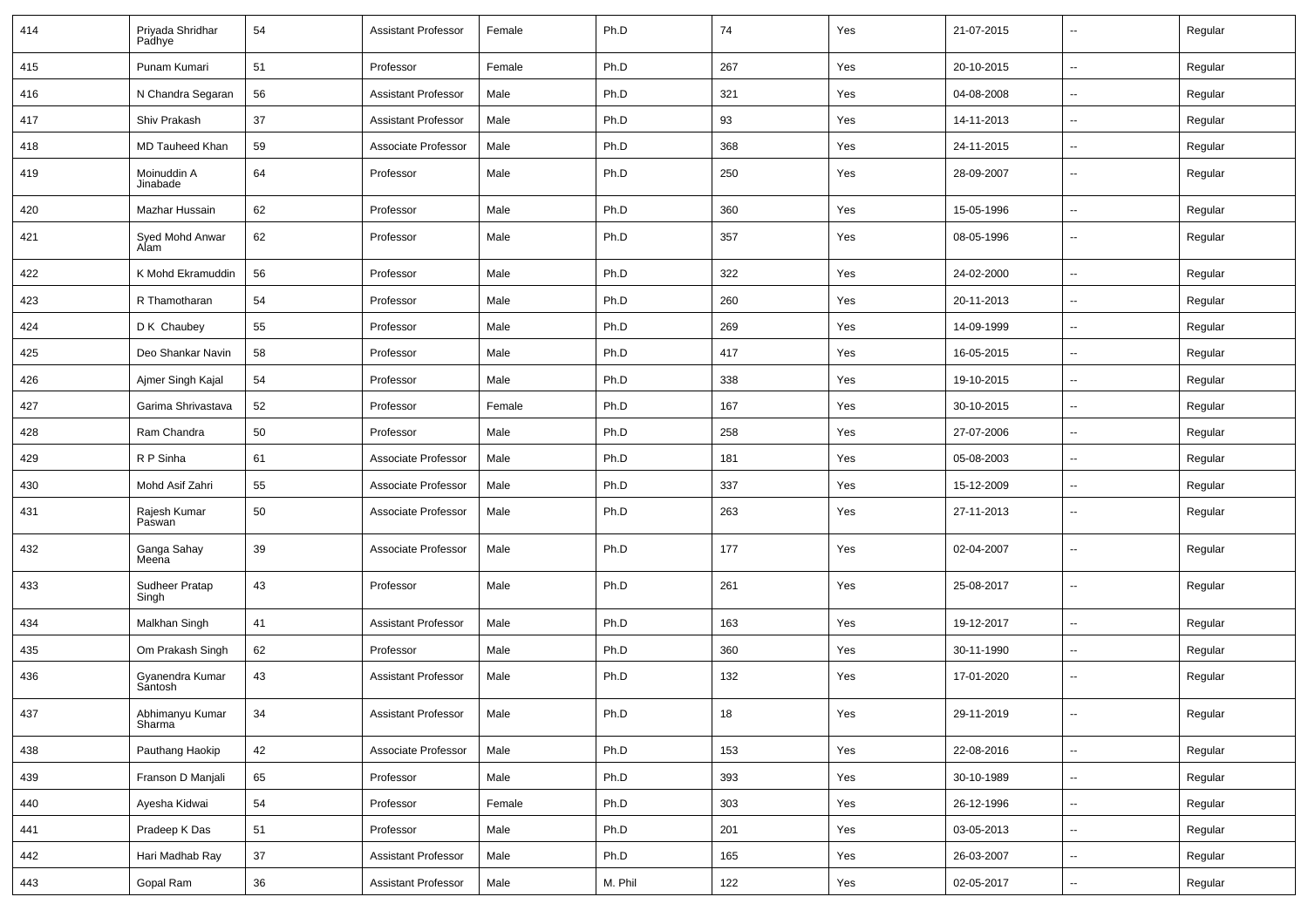| 414 | Priyada Shridhar Padhye | 54 | Assistant Professor | Female | Ph.D | 74 | Yes | 21-07-2015 | -- | Regular |
|---|---|---|---|---|---|---|---|---|---|---|
| 415 | Punam Kumari | 51 | Professor | Female | Ph.D | 267 | Yes | 20-10-2015 | -- | Regular |
| 416 | N Chandra Segaran | 56 | Assistant Professor | Male | Ph.D | 321 | Yes | 04-08-2008 | -- | Regular |
| 417 | Shiv Prakash | 37 | Assistant Professor | Male | Ph.D | 93 | Yes | 14-11-2013 | -- | Regular |
| 418 | MD Tauheed Khan | 59 | Associate Professor | Male | Ph.D | 368 | Yes | 24-11-2015 | -- | Regular |
| 419 | Moinuddin A Jinabade | 64 | Professor | Male | Ph.D | 250 | Yes | 28-09-2007 | -- | Regular |
| 420 | Mazhar Hussain | 62 | Professor | Male | Ph.D | 360 | Yes | 15-05-1996 | -- | Regular |
| 421 | Syed Mohd Anwar Alam | 62 | Professor | Male | Ph.D | 357 | Yes | 08-05-1996 | -- | Regular |
| 422 | K Mohd Ekramuddin | 56 | Professor | Male | Ph.D | 322 | Yes | 24-02-2000 | -- | Regular |
| 423 | R Thamotharan | 54 | Professor | Male | Ph.D | 260 | Yes | 20-11-2013 | -- | Regular |
| 424 | D K Chaubey | 55 | Professor | Male | Ph.D | 269 | Yes | 14-09-1999 | -- | Regular |
| 425 | Deo Shankar Navin | 58 | Professor | Male | Ph.D | 417 | Yes | 16-05-2015 | -- | Regular |
| 426 | Ajmer Singh Kajal | 54 | Professor | Male | Ph.D | 338 | Yes | 19-10-2015 | -- | Regular |
| 427 | Garima Shrivastava | 52 | Professor | Female | Ph.D | 167 | Yes | 30-10-2015 | -- | Regular |
| 428 | Ram Chandra | 50 | Professor | Male | Ph.D | 258 | Yes | 27-07-2006 | -- | Regular |
| 429 | R P Sinha | 61 | Associate Professor | Male | Ph.D | 181 | Yes | 05-08-2003 | -- | Regular |
| 430 | Mohd Asif Zahri | 55 | Associate Professor | Male | Ph.D | 337 | Yes | 15-12-2009 | -- | Regular |
| 431 | Rajesh Kumar Paswan | 50 | Associate Professor | Male | Ph.D | 263 | Yes | 27-11-2013 | -- | Regular |
| 432 | Ganga Sahay Meena | 39 | Associate Professor | Male | Ph.D | 177 | Yes | 02-04-2007 | -- | Regular |
| 433 | Sudheer Pratap Singh | 43 | Professor | Male | Ph.D | 261 | Yes | 25-08-2017 | -- | Regular |
| 434 | Malkhan Singh | 41 | Assistant Professor | Male | Ph.D | 163 | Yes | 19-12-2017 | -- | Regular |
| 435 | Om Prakash Singh | 62 | Professor | Male | Ph.D | 360 | Yes | 30-11-1990 | -- | Regular |
| 436 | Gyanendra Kumar Santosh | 43 | Assistant Professor | Male | Ph.D | 132 | Yes | 17-01-2020 | -- | Regular |
| 437 | Abhimanyu Kumar Sharma | 34 | Assistant Professor | Male | Ph.D | 18 | Yes | 29-11-2019 | -- | Regular |
| 438 | Pauthang Haokip | 42 | Associate Professor | Male | Ph.D | 153 | Yes | 22-08-2016 | -- | Regular |
| 439 | Franson D Manjali | 65 | Professor | Male | Ph.D | 393 | Yes | 30-10-1989 | -- | Regular |
| 440 | Ayesha Kidwai | 54 | Professor | Female | Ph.D | 303 | Yes | 26-12-1996 | -- | Regular |
| 441 | Pradeep K Das | 51 | Professor | Male | Ph.D | 201 | Yes | 03-05-2013 | -- | Regular |
| 442 | Hari Madhab Ray | 37 | Assistant Professor | Male | Ph.D | 165 | Yes | 26-03-2007 | -- | Regular |
| 443 | Gopal Ram | 36 | Assistant Professor | Male | M. Phil | 122 | Yes | 02-05-2017 | -- | Regular |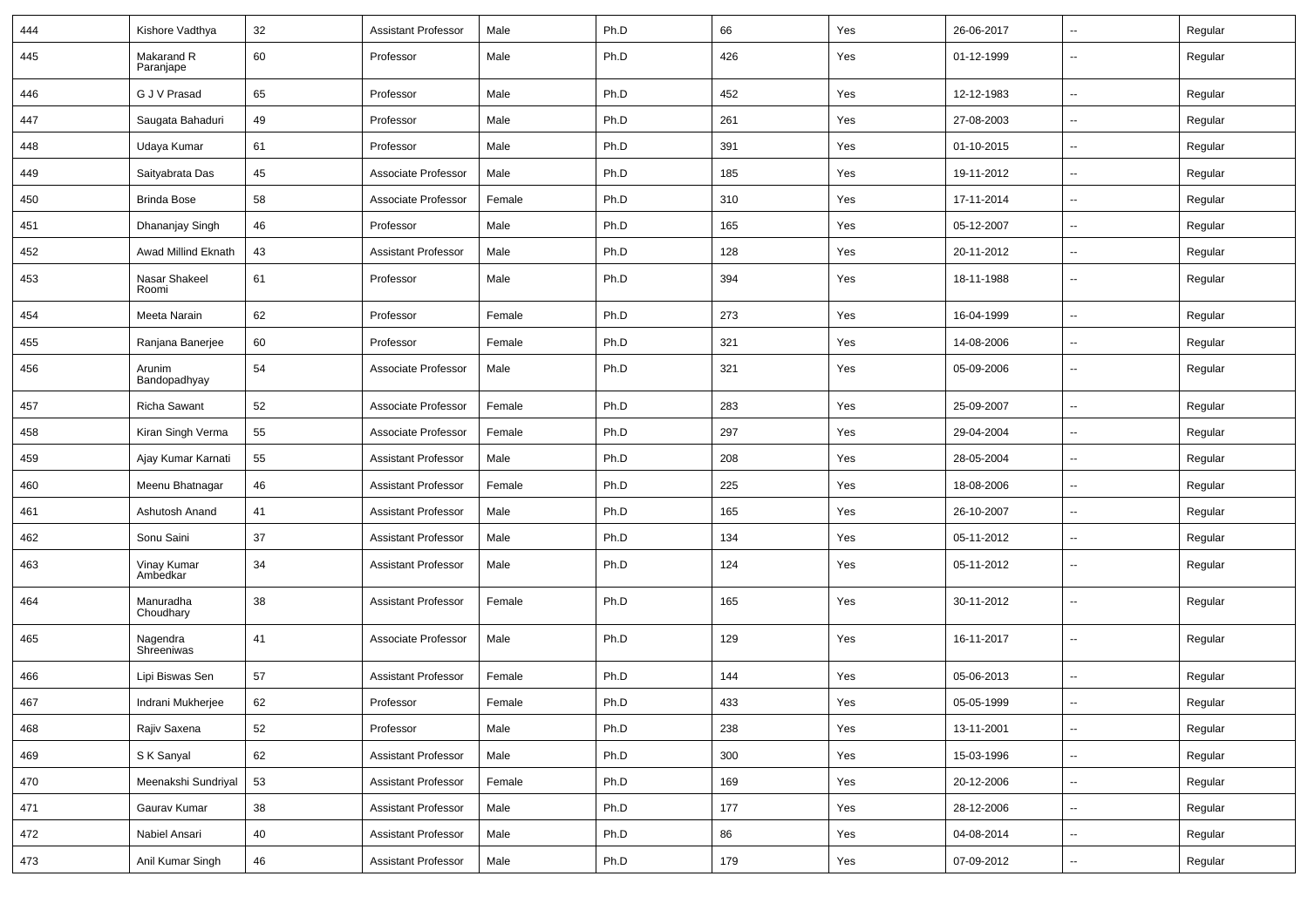| 444 | Kishore Vadthya | 32 | Assistant Professor | Male | Ph.D | 66 | Yes | 26-06-2017 | -- | Regular |
|---|---|---|---|---|---|---|---|---|---|---|
| 445 | Makarand R Paranjape | 60 | Professor | Male | Ph.D | 426 | Yes | 01-12-1999 | -- | Regular |
| 446 | G J V Prasad | 65 | Professor | Male | Ph.D | 452 | Yes | 12-12-1983 | -- | Regular |
| 447 | Saugata Bahaduri | 49 | Professor | Male | Ph.D | 261 | Yes | 27-08-2003 | -- | Regular |
| 448 | Udaya Kumar | 61 | Professor | Male | Ph.D | 391 | Yes | 01-10-2015 | -- | Regular |
| 449 | Saityabrata Das | 45 | Associate Professor | Male | Ph.D | 185 | Yes | 19-11-2012 | -- | Regular |
| 450 | Brinda Bose | 58 | Associate Professor | Female | Ph.D | 310 | Yes | 17-11-2014 | -- | Regular |
| 451 | Dhananjay Singh | 46 | Professor | Male | Ph.D | 165 | Yes | 05-12-2007 | -- | Regular |
| 452 | Awad Millind Eknath | 43 | Assistant Professor | Male | Ph.D | 128 | Yes | 20-11-2012 | -- | Regular |
| 453 | Nasar Shakeel Roomi | 61 | Professor | Male | Ph.D | 394 | Yes | 18-11-1988 | -- | Regular |
| 454 | Meeta Narain | 62 | Professor | Female | Ph.D | 273 | Yes | 16-04-1999 | -- | Regular |
| 455 | Ranjana Banerjee | 60 | Professor | Female | Ph.D | 321 | Yes | 14-08-2006 | -- | Regular |
| 456 | Arunim Bandopadhyay | 54 | Associate Professor | Male | Ph.D | 321 | Yes | 05-09-2006 | -- | Regular |
| 457 | Richa Sawant | 52 | Associate Professor | Female | Ph.D | 283 | Yes | 25-09-2007 | -- | Regular |
| 458 | Kiran Singh Verma | 55 | Associate Professor | Female | Ph.D | 297 | Yes | 29-04-2004 | -- | Regular |
| 459 | Ajay Kumar Karnati | 55 | Assistant Professor | Male | Ph.D | 208 | Yes | 28-05-2004 | -- | Regular |
| 460 | Meenu Bhatnagar | 46 | Assistant Professor | Female | Ph.D | 225 | Yes | 18-08-2006 | -- | Regular |
| 461 | Ashutosh Anand | 41 | Assistant Professor | Male | Ph.D | 165 | Yes | 26-10-2007 | -- | Regular |
| 462 | Sonu Saini | 37 | Assistant Professor | Male | Ph.D | 134 | Yes | 05-11-2012 | -- | Regular |
| 463 | Vinay Kumar Ambedkar | 34 | Assistant Professor | Male | Ph.D | 124 | Yes | 05-11-2012 | -- | Regular |
| 464 | Manuradha Choudhary | 38 | Assistant Professor | Female | Ph.D | 165 | Yes | 30-11-2012 | -- | Regular |
| 465 | Nagendra Shreeniwas | 41 | Associate Professor | Male | Ph.D | 129 | Yes | 16-11-2017 | -- | Regular |
| 466 | Lipi Biswas Sen | 57 | Assistant Professor | Female | Ph.D | 144 | Yes | 05-06-2013 | -- | Regular |
| 467 | Indrani Mukherjee | 62 | Professor | Female | Ph.D | 433 | Yes | 05-05-1999 | -- | Regular |
| 468 | Rajiv Saxena | 52 | Professor | Male | Ph.D | 238 | Yes | 13-11-2001 | -- | Regular |
| 469 | S K Sanyal | 62 | Assistant Professor | Male | Ph.D | 300 | Yes | 15-03-1996 | -- | Regular |
| 470 | Meenakshi Sundriyal | 53 | Assistant Professor | Female | Ph.D | 169 | Yes | 20-12-2006 | -- | Regular |
| 471 | Gaurav Kumar | 38 | Assistant Professor | Male | Ph.D | 177 | Yes | 28-12-2006 | -- | Regular |
| 472 | Nabiel Ansari | 40 | Assistant Professor | Male | Ph.D | 86 | Yes | 04-08-2014 | -- | Regular |
| 473 | Anil Kumar Singh | 46 | Assistant Professor | Male | Ph.D | 179 | Yes | 07-09-2012 | -- | Regular |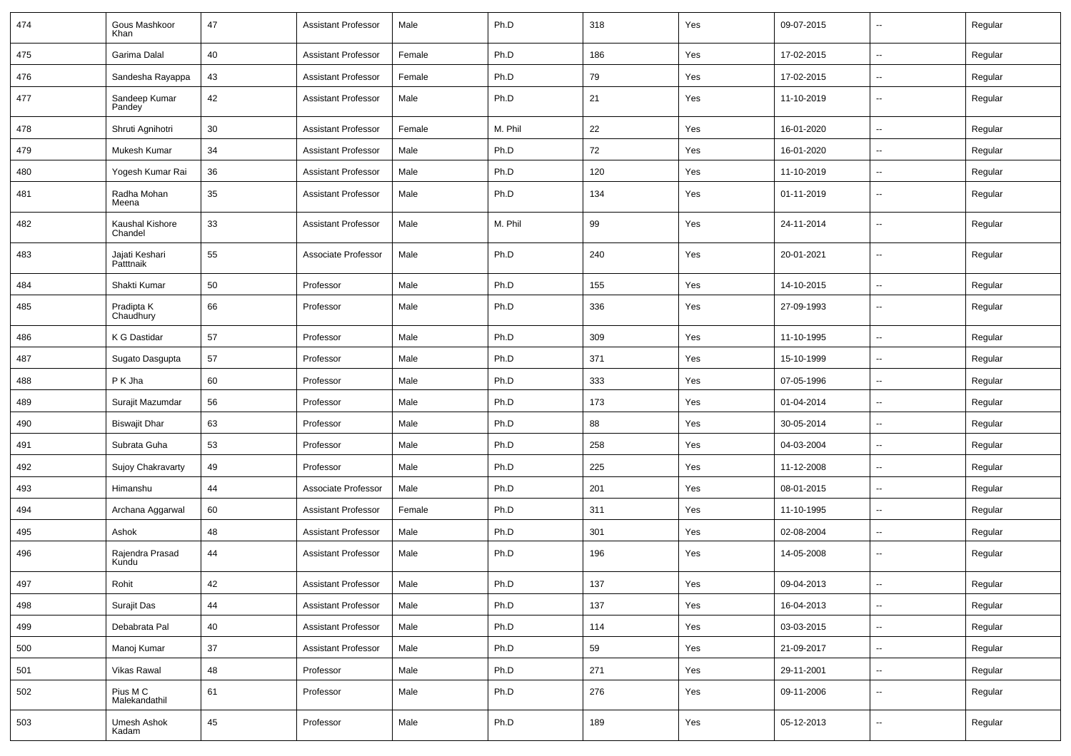| 474 | Gous Mashkoor Khan | 47 | Assistant Professor | Male | Ph.D | 318 | Yes | 09-07-2015 | -- | Regular |
|---|---|---|---|---|---|---|---|---|---|---|
| 475 | Garima Dalal | 40 | Assistant Professor | Female | Ph.D | 186 | Yes | 17-02-2015 | -- | Regular |
| 476 | Sandesha Rayappa | 43 | Assistant Professor | Female | Ph.D | 79 | Yes | 17-02-2015 | -- | Regular |
| 477 | Sandeep Kumar Pandey | 42 | Assistant Professor | Male | Ph.D | 21 | Yes | 11-10-2019 | -- | Regular |
| 478 | Shruti Agnihotri | 30 | Assistant Professor | Female | M. Phil | 22 | Yes | 16-01-2020 | -- | Regular |
| 479 | Mukesh Kumar | 34 | Assistant Professor | Male | Ph.D | 72 | Yes | 16-01-2020 | -- | Regular |
| 480 | Yogesh Kumar Rai | 36 | Assistant Professor | Male | Ph.D | 120 | Yes | 11-10-2019 | -- | Regular |
| 481 | Radha Mohan Meena | 35 | Assistant Professor | Male | Ph.D | 134 | Yes | 01-11-2019 | -- | Regular |
| 482 | Kaushal Kishore Chandel | 33 | Assistant Professor | Male | M. Phil | 99 | Yes | 24-11-2014 | -- | Regular |
| 483 | Jajati Keshari Patttnaik | 55 | Associate Professor | Male | Ph.D | 240 | Yes | 20-01-2021 | -- | Regular |
| 484 | Shakti Kumar | 50 | Professor | Male | Ph.D | 155 | Yes | 14-10-2015 | -- | Regular |
| 485 | Pradipta K Chaudhury | 66 | Professor | Male | Ph.D | 336 | Yes | 27-09-1993 | -- | Regular |
| 486 | K G Dastidar | 57 | Professor | Male | Ph.D | 309 | Yes | 11-10-1995 | -- | Regular |
| 487 | Sugato Dasgupta | 57 | Professor | Male | Ph.D | 371 | Yes | 15-10-1999 | -- | Regular |
| 488 | P K Jha | 60 | Professor | Male | Ph.D | 333 | Yes | 07-05-1996 | -- | Regular |
| 489 | Surajit Mazumdar | 56 | Professor | Male | Ph.D | 173 | Yes | 01-04-2014 | -- | Regular |
| 490 | Biswajit Dhar | 63 | Professor | Male | Ph.D | 88 | Yes | 30-05-2014 | -- | Regular |
| 491 | Subrata Guha | 53 | Professor | Male | Ph.D | 258 | Yes | 04-03-2004 | -- | Regular |
| 492 | Sujoy Chakravarty | 49 | Professor | Male | Ph.D | 225 | Yes | 11-12-2008 | -- | Regular |
| 493 | Himanshu | 44 | Associate Professor | Male | Ph.D | 201 | Yes | 08-01-2015 | -- | Regular |
| 494 | Archana Aggarwal | 60 | Assistant Professor | Female | Ph.D | 311 | Yes | 11-10-1995 | -- | Regular |
| 495 | Ashok | 48 | Assistant Professor | Male | Ph.D | 301 | Yes | 02-08-2004 | -- | Regular |
| 496 | Rajendra Prasad Kundu | 44 | Assistant Professor | Male | Ph.D | 196 | Yes | 14-05-2008 | -- | Regular |
| 497 | Rohit | 42 | Assistant Professor | Male | Ph.D | 137 | Yes | 09-04-2013 | -- | Regular |
| 498 | Surajit Das | 44 | Assistant Professor | Male | Ph.D | 137 | Yes | 16-04-2013 | -- | Regular |
| 499 | Debabrata Pal | 40 | Assistant Professor | Male | Ph.D | 114 | Yes | 03-03-2015 | -- | Regular |
| 500 | Manoj Kumar | 37 | Assistant Professor | Male | Ph.D | 59 | Yes | 21-09-2017 | -- | Regular |
| 501 | Vikas Rawal | 48 | Professor | Male | Ph.D | 271 | Yes | 29-11-2001 | -- | Regular |
| 502 | Pius M C Malekandathil | 61 | Professor | Male | Ph.D | 276 | Yes | 09-11-2006 | -- | Regular |
| 503 | Umesh Ashok Kadam | 45 | Professor | Male | Ph.D | 189 | Yes | 05-12-2013 | -- | Regular |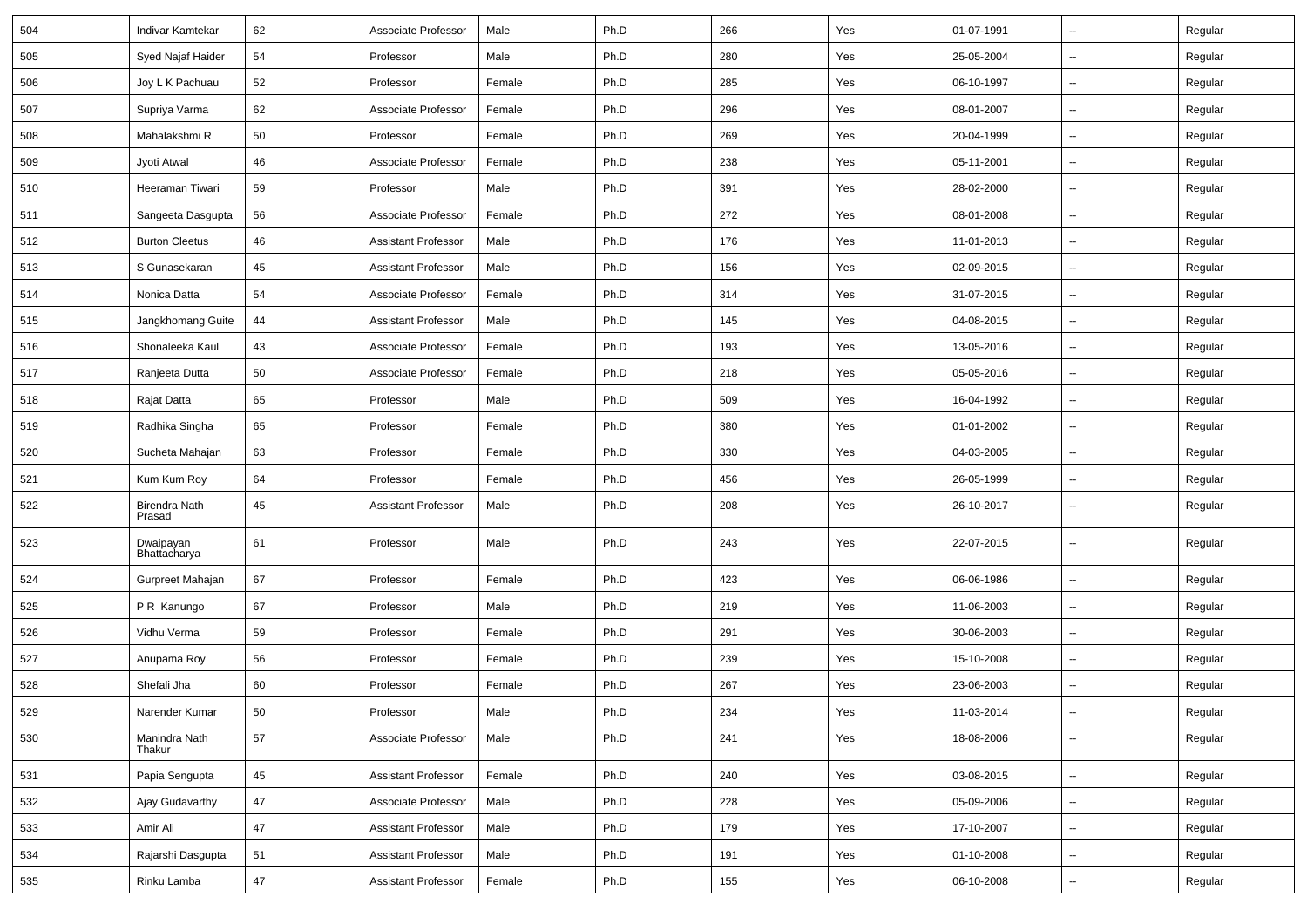| 504 | Indivar Kamtekar | 62 | Associate Professor | Male | Ph.D | 266 | Yes | 01-07-1991 | -- | Regular |
|---|---|---|---|---|---|---|---|---|---|---|
| 505 | Syed Najaf Haider | 54 | Professor | Male | Ph.D | 280 | Yes | 25-05-2004 | -- | Regular |
| 506 | Joy L K Pachuau | 52 | Professor | Female | Ph.D | 285 | Yes | 06-10-1997 | -- | Regular |
| 507 | Supriya Varma | 62 | Associate Professor | Female | Ph.D | 296 | Yes | 08-01-2007 | -- | Regular |
| 508 | Mahalakshmi R | 50 | Professor | Female | Ph.D | 269 | Yes | 20-04-1999 | -- | Regular |
| 509 | Jyoti Atwal | 46 | Associate Professor | Female | Ph.D | 238 | Yes | 05-11-2001 | -- | Regular |
| 510 | Heeraman Tiwari | 59 | Professor | Male | Ph.D | 391 | Yes | 28-02-2000 | -- | Regular |
| 511 | Sangeeta Dasgupta | 56 | Associate Professor | Female | Ph.D | 272 | Yes | 08-01-2008 | -- | Regular |
| 512 | Burton Cleetus | 46 | Assistant Professor | Male | Ph.D | 176 | Yes | 11-01-2013 | -- | Regular |
| 513 | S Gunasekaran | 45 | Assistant Professor | Male | Ph.D | 156 | Yes | 02-09-2015 | -- | Regular |
| 514 | Nonica Datta | 54 | Associate Professor | Female | Ph.D | 314 | Yes | 31-07-2015 | -- | Regular |
| 515 | Jangkhomang Guite | 44 | Assistant Professor | Male | Ph.D | 145 | Yes | 04-08-2015 | -- | Regular |
| 516 | Shonaleeka Kaul | 43 | Associate Professor | Female | Ph.D | 193 | Yes | 13-05-2016 | -- | Regular |
| 517 | Ranjeeta Dutta | 50 | Associate Professor | Female | Ph.D | 218 | Yes | 05-05-2016 | -- | Regular |
| 518 | Rajat Datta | 65 | Professor | Male | Ph.D | 509 | Yes | 16-04-1992 | -- | Regular |
| 519 | Radhika Singha | 65 | Professor | Female | Ph.D | 380 | Yes | 01-01-2002 | -- | Regular |
| 520 | Sucheta Mahajan | 63 | Professor | Female | Ph.D | 330 | Yes | 04-03-2005 | -- | Regular |
| 521 | Kum Kum Roy | 64 | Professor | Female | Ph.D | 456 | Yes | 26-05-1999 | -- | Regular |
| 522 | Birendra Nath Prasad | 45 | Assistant Professor | Male | Ph.D | 208 | Yes | 26-10-2017 | -- | Regular |
| 523 | Dwaipayan Bhattacharya | 61 | Professor | Male | Ph.D | 243 | Yes | 22-07-2015 | -- | Regular |
| 524 | Gurpreet Mahajan | 67 | Professor | Female | Ph.D | 423 | Yes | 06-06-1986 | -- | Regular |
| 525 | P R Kanungo | 67 | Professor | Male | Ph.D | 219 | Yes | 11-06-2003 | -- | Regular |
| 526 | Vidhu Verma | 59 | Professor | Female | Ph.D | 291 | Yes | 30-06-2003 | -- | Regular |
| 527 | Anupama Roy | 56 | Professor | Female | Ph.D | 239 | Yes | 15-10-2008 | -- | Regular |
| 528 | Shefali Jha | 60 | Professor | Female | Ph.D | 267 | Yes | 23-06-2003 | -- | Regular |
| 529 | Narender Kumar | 50 | Professor | Male | Ph.D | 234 | Yes | 11-03-2014 | -- | Regular |
| 530 | Manindra Nath Thakur | 57 | Associate Professor | Male | Ph.D | 241 | Yes | 18-08-2006 | -- | Regular |
| 531 | Papia Sengupta | 45 | Assistant Professor | Female | Ph.D | 240 | Yes | 03-08-2015 | -- | Regular |
| 532 | Ajay Gudavarthy | 47 | Associate Professor | Male | Ph.D | 228 | Yes | 05-09-2006 | -- | Regular |
| 533 | Amir Ali | 47 | Assistant Professor | Male | Ph.D | 179 | Yes | 17-10-2007 | -- | Regular |
| 534 | Rajarshi Dasgupta | 51 | Assistant Professor | Male | Ph.D | 191 | Yes | 01-10-2008 | -- | Regular |
| 535 | Rinku Lamba | 47 | Assistant Professor | Female | Ph.D | 155 | Yes | 06-10-2008 | -- | Regular |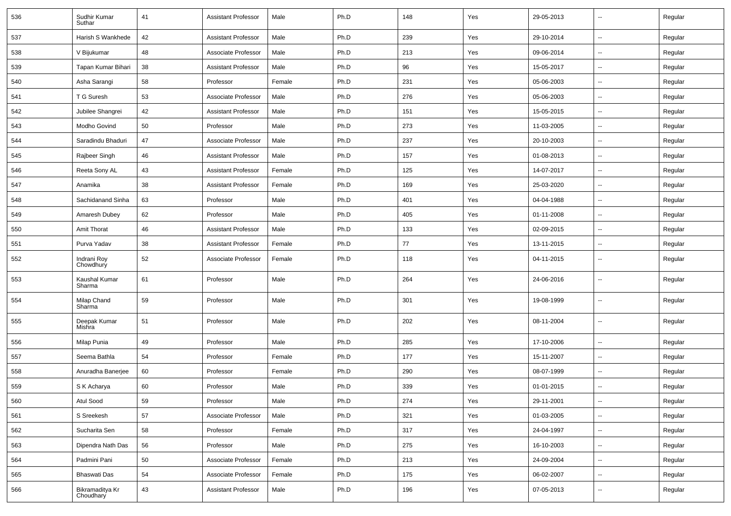| 536 | Sudhir Kumar Suthar | 41 | Assistant Professor | Male | Ph.D | 148 | Yes | 29-05-2013 | -- | Regular |
|---|---|---|---|---|---|---|---|---|---|---|
| 537 | Harish S Wankhede | 42 | Assistant Professor | Male | Ph.D | 239 | Yes | 29-10-2014 | -- | Regular |
| 538 | V Bijukumar | 48 | Associate Professor | Male | Ph.D | 213 | Yes | 09-06-2014 | -- | Regular |
| 539 | Tapan Kumar Bihari | 38 | Assistant Professor | Male | Ph.D | 96 | Yes | 15-05-2017 | -- | Regular |
| 540 | Asha Sarangi | 58 | Professor | Female | Ph.D | 231 | Yes | 05-06-2003 | -- | Regular |
| 541 | T G Suresh | 53 | Associate Professor | Male | Ph.D | 276 | Yes | 05-06-2003 | -- | Regular |
| 542 | Jubilee Shangrei | 42 | Assistant Professor | Male | Ph.D | 151 | Yes | 15-05-2015 | -- | Regular |
| 543 | Modho Govind | 50 | Professor | Male | Ph.D | 273 | Yes | 11-03-2005 | -- | Regular |
| 544 | Saradindu Bhaduri | 47 | Associate Professor | Male | Ph.D | 237 | Yes | 20-10-2003 | -- | Regular |
| 545 | Rajbeer Singh | 46 | Assistant Professor | Male | Ph.D | 157 | Yes | 01-08-2013 | -- | Regular |
| 546 | Reeta Sony AL | 43 | Assistant Professor | Female | Ph.D | 125 | Yes | 14-07-2017 | -- | Regular |
| 547 | Anamika | 38 | Assistant Professor | Female | Ph.D | 169 | Yes | 25-03-2020 | -- | Regular |
| 548 | Sachidanand Sinha | 63 | Professor | Male | Ph.D | 401 | Yes | 04-04-1988 | -- | Regular |
| 549 | Amaresh Dubey | 62 | Professor | Male | Ph.D | 405 | Yes | 01-11-2008 | -- | Regular |
| 550 | Amit Thorat | 46 | Assistant Professor | Male | Ph.D | 133 | Yes | 02-09-2015 | -- | Regular |
| 551 | Purva Yadav | 38 | Assistant Professor | Female | Ph.D | 77 | Yes | 13-11-2015 | -- | Regular |
| 552 | Indrani Roy Chowdhury | 52 | Associate Professor | Female | Ph.D | 118 | Yes | 04-11-2015 | -- | Regular |
| 553 | Kaushal Kumar Sharma | 61 | Professor | Male | Ph.D | 264 | Yes | 24-06-2016 | -- | Regular |
| 554 | Milap Chand Sharma | 59 | Professor | Male | Ph.D | 301 | Yes | 19-08-1999 | -- | Regular |
| 555 | Deepak Kumar Mishra | 51 | Professor | Male | Ph.D | 202 | Yes | 08-11-2004 | -- | Regular |
| 556 | Milap Punia | 49 | Professor | Male | Ph.D | 285 | Yes | 17-10-2006 | -- | Regular |
| 557 | Seema Bathla | 54 | Professor | Female | Ph.D | 177 | Yes | 15-11-2007 | -- | Regular |
| 558 | Anuradha Banerjee | 60 | Professor | Female | Ph.D | 290 | Yes | 08-07-1999 | -- | Regular |
| 559 | S K Acharya | 60 | Professor | Male | Ph.D | 339 | Yes | 01-01-2015 | -- | Regular |
| 560 | Atul Sood | 59 | Professor | Male | Ph.D | 274 | Yes | 29-11-2001 | -- | Regular |
| 561 | S Sreekesh | 57 | Associate Professor | Male | Ph.D | 321 | Yes | 01-03-2005 | -- | Regular |
| 562 | Sucharita Sen | 58 | Professor | Female | Ph.D | 317 | Yes | 24-04-1997 | -- | Regular |
| 563 | Dipendra Nath Das | 56 | Professor | Male | Ph.D | 275 | Yes | 16-10-2003 | -- | Regular |
| 564 | Padmini Pani | 50 | Associate Professor | Female | Ph.D | 213 | Yes | 24-09-2004 | -- | Regular |
| 565 | Bhaswati Das | 54 | Associate Professor | Female | Ph.D | 175 | Yes | 06-02-2007 | -- | Regular |
| 566 | Bikramaditya Kr Choudhary | 43 | Assistant Professor | Male | Ph.D | 196 | Yes | 07-05-2013 | -- | Regular |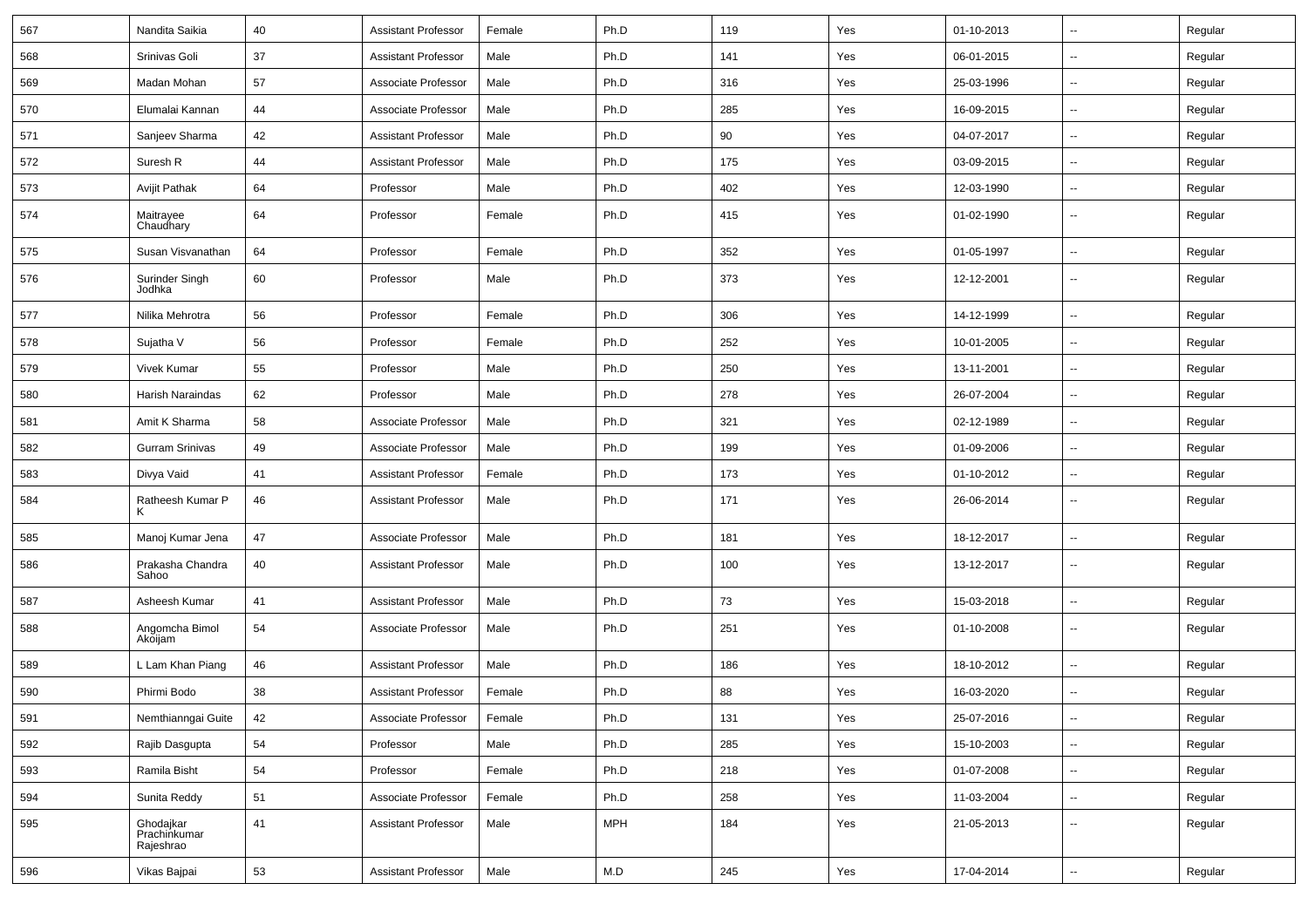| 567 | Nandita Saikia | 40 | Assistant Professor | Female | Ph.D | 119 | Yes | 01-10-2013 | -- | Regular |
|---|---|---|---|---|---|---|---|---|---|---|
| 568 | Srinivas Goli | 37 | Assistant Professor | Male | Ph.D | 141 | Yes | 06-01-2015 | -- | Regular |
| 569 | Madan Mohan | 57 | Associate Professor | Male | Ph.D | 316 | Yes | 25-03-1996 | -- | Regular |
| 570 | Elumalai Kannan | 44 | Associate Professor | Male | Ph.D | 285 | Yes | 16-09-2015 | -- | Regular |
| 571 | Sanjeev Sharma | 42 | Assistant Professor | Male | Ph.D | 90 | Yes | 04-07-2017 | -- | Regular |
| 572 | Suresh R | 44 | Assistant Professor | Male | Ph.D | 175 | Yes | 03-09-2015 | -- | Regular |
| 573 | Avijit Pathak | 64 | Professor | Male | Ph.D | 402 | Yes | 12-03-1990 | -- | Regular |
| 574 | Maitrayee Chaudhary | 64 | Professor | Female | Ph.D | 415 | Yes | 01-02-1990 | -- | Regular |
| 575 | Susan Visvanathan | 64 | Professor | Female | Ph.D | 352 | Yes | 01-05-1997 | -- | Regular |
| 576 | Surinder Singh Jodhka | 60 | Professor | Male | Ph.D | 373 | Yes | 12-12-2001 | -- | Regular |
| 577 | Nilika Mehrotra | 56 | Professor | Female | Ph.D | 306 | Yes | 14-12-1999 | -- | Regular |
| 578 | Sujatha V | 56 | Professor | Female | Ph.D | 252 | Yes | 10-01-2005 | -- | Regular |
| 579 | Vivek Kumar | 55 | Professor | Male | Ph.D | 250 | Yes | 13-11-2001 | -- | Regular |
| 580 | Harish Naraindas | 62 | Professor | Male | Ph.D | 278 | Yes | 26-07-2004 | -- | Regular |
| 581 | Amit K Sharma | 58 | Associate Professor | Male | Ph.D | 321 | Yes | 02-12-1989 | -- | Regular |
| 582 | Gurram Srinivas | 49 | Associate Professor | Male | Ph.D | 199 | Yes | 01-09-2006 | -- | Regular |
| 583 | Divya Vaid | 41 | Assistant Professor | Female | Ph.D | 173 | Yes | 01-10-2012 | -- | Regular |
| 584 | Ratheesh Kumar P K | 46 | Assistant Professor | Male | Ph.D | 171 | Yes | 26-06-2014 | -- | Regular |
| 585 | Manoj Kumar Jena | 47 | Associate Professor | Male | Ph.D | 181 | Yes | 18-12-2017 | -- | Regular |
| 586 | Prakasha Chandra Sahoo | 40 | Assistant Professor | Male | Ph.D | 100 | Yes | 13-12-2017 | -- | Regular |
| 587 | Asheesh Kumar | 41 | Assistant Professor | Male | Ph.D | 73 | Yes | 15-03-2018 | -- | Regular |
| 588 | Angomcha Bimol Akoijam | 54 | Associate Professor | Male | Ph.D | 251 | Yes | 01-10-2008 | -- | Regular |
| 589 | L Lam Khan Piang | 46 | Assistant Professor | Male | Ph.D | 186 | Yes | 18-10-2012 | -- | Regular |
| 590 | Phirmi Bodo | 38 | Assistant Professor | Female | Ph.D | 88 | Yes | 16-03-2020 | -- | Regular |
| 591 | Nemthianngai Guite | 42 | Associate Professor | Female | Ph.D | 131 | Yes | 25-07-2016 | -- | Regular |
| 592 | Rajib Dasgupta | 54 | Professor | Male | Ph.D | 285 | Yes | 15-10-2003 | -- | Regular |
| 593 | Ramila Bisht | 54 | Professor | Female | Ph.D | 218 | Yes | 01-07-2008 | -- | Regular |
| 594 | Sunita Reddy | 51 | Associate Professor | Female | Ph.D | 258 | Yes | 11-03-2004 | -- | Regular |
| 595 | Ghodajkar Prachinkumar Rajeshrao | 41 | Assistant Professor | Male | MPH | 184 | Yes | 21-05-2013 | -- | Regular |
| 596 | Vikas Bajpai | 53 | Assistant Professor | Male | M.D | 245 | Yes | 17-04-2014 | -- | Regular |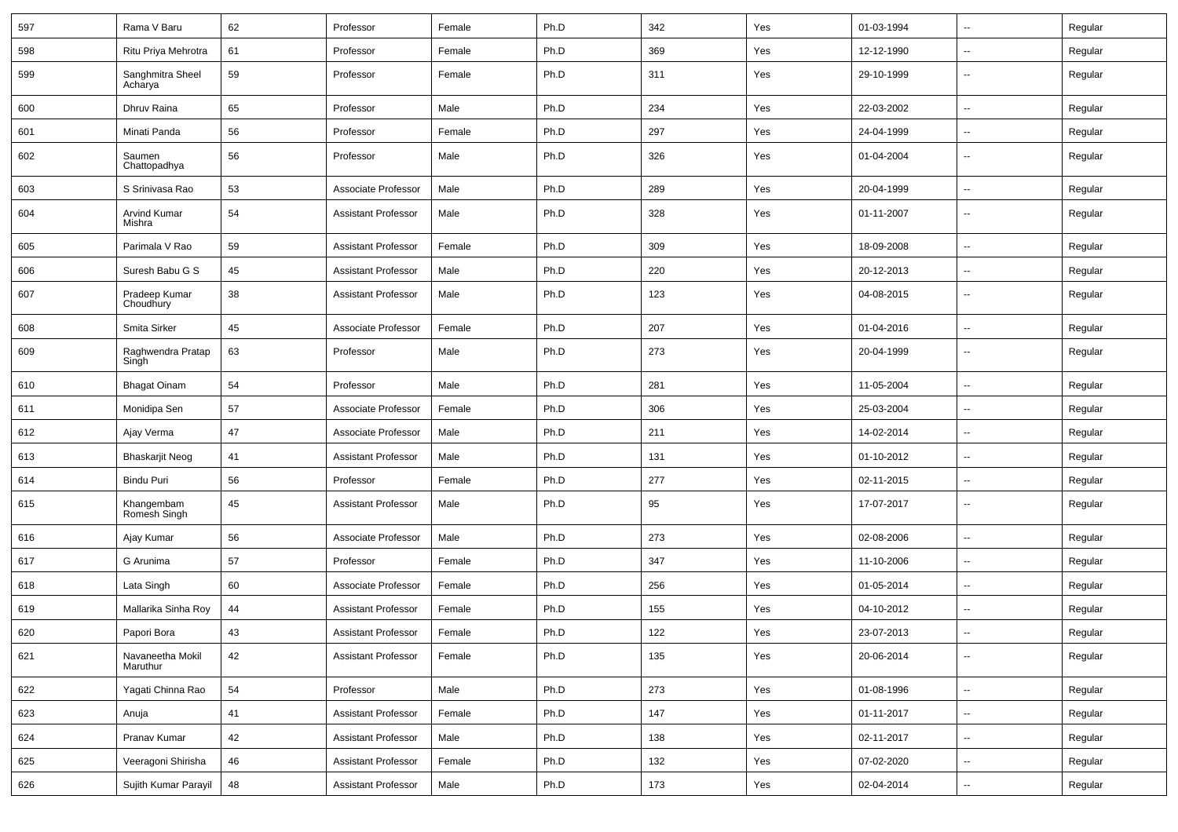| 597 | Rama V Baru | 62 | Professor | Female | Ph.D | 342 | Yes | 01-03-1994 | -- | Regular |
|---|---|---|---|---|---|---|---|---|---|---|
| 598 | Ritu Priya Mehrotra | 61 | Professor | Female | Ph.D | 369 | Yes | 12-12-1990 | -- | Regular |
| 599 | Sanghmitra Sheel Acharya | 59 | Professor | Female | Ph.D | 311 | Yes | 29-10-1999 | -- | Regular |
| 600 | Dhruv Raina | 65 | Professor | Male | Ph.D | 234 | Yes | 22-03-2002 | -- | Regular |
| 601 | Minati Panda | 56 | Professor | Female | Ph.D | 297 | Yes | 24-04-1999 | -- | Regular |
| 602 | Saumen Chattopadhya | 56 | Professor | Male | Ph.D | 326 | Yes | 01-04-2004 | -- | Regular |
| 603 | S Srinivasa Rao | 53 | Associate Professor | Male | Ph.D | 289 | Yes | 20-04-1999 | -- | Regular |
| 604 | Arvind Kumar Mishra | 54 | Assistant Professor | Male | Ph.D | 328 | Yes | 01-11-2007 | -- | Regular |
| 605 | Parimala V Rao | 59 | Assistant Professor | Female | Ph.D | 309 | Yes | 18-09-2008 | -- | Regular |
| 606 | Suresh Babu G S | 45 | Assistant Professor | Male | Ph.D | 220 | Yes | 20-12-2013 | -- | Regular |
| 607 | Pradeep Kumar Choudhury | 38 | Assistant Professor | Male | Ph.D | 123 | Yes | 04-08-2015 | -- | Regular |
| 608 | Smita Sirker | 45 | Associate Professor | Female | Ph.D | 207 | Yes | 01-04-2016 | -- | Regular |
| 609 | Raghwendra Pratap Singh | 63 | Professor | Male | Ph.D | 273 | Yes | 20-04-1999 | -- | Regular |
| 610 | Bhagat Oinam | 54 | Professor | Male | Ph.D | 281 | Yes | 11-05-2004 | -- | Regular |
| 611 | Monidipa Sen | 57 | Associate Professor | Female | Ph.D | 306 | Yes | 25-03-2004 | -- | Regular |
| 612 | Ajay Verma | 47 | Associate Professor | Male | Ph.D | 211 | Yes | 14-02-2014 | -- | Regular |
| 613 | Bhaskarjit Neog | 41 | Assistant Professor | Male | Ph.D | 131 | Yes | 01-10-2012 | -- | Regular |
| 614 | Bindu Puri | 56 | Professor | Female | Ph.D | 277 | Yes | 02-11-2015 | -- | Regular |
| 615 | Khangembam Romesh Singh | 45 | Assistant Professor | Male | Ph.D | 95 | Yes | 17-07-2017 | -- | Regular |
| 616 | Ajay Kumar | 56 | Associate Professor | Male | Ph.D | 273 | Yes | 02-08-2006 | -- | Regular |
| 617 | G Arunima | 57 | Professor | Female | Ph.D | 347 | Yes | 11-10-2006 | -- | Regular |
| 618 | Lata Singh | 60 | Associate Professor | Female | Ph.D | 256 | Yes | 01-05-2014 | -- | Regular |
| 619 | Mallarika Sinha Roy | 44 | Assistant Professor | Female | Ph.D | 155 | Yes | 04-10-2012 | -- | Regular |
| 620 | Papori Bora | 43 | Assistant Professor | Female | Ph.D | 122 | Yes | 23-07-2013 | -- | Regular |
| 621 | Navaneetha Mokil Maruthur | 42 | Assistant Professor | Female | Ph.D | 135 | Yes | 20-06-2014 | -- | Regular |
| 622 | Yagati Chinna Rao | 54 | Professor | Male | Ph.D | 273 | Yes | 01-08-1996 | -- | Regular |
| 623 | Anuja | 41 | Assistant Professor | Female | Ph.D | 147 | Yes | 01-11-2017 | -- | Regular |
| 624 | Pranav Kumar | 42 | Assistant Professor | Male | Ph.D | 138 | Yes | 02-11-2017 | -- | Regular |
| 625 | Veeragoni Shirisha | 46 | Assistant Professor | Female | Ph.D | 132 | Yes | 07-02-2020 | -- | Regular |
| 626 | Sujith Kumar Parayil | 48 | Assistant Professor | Male | Ph.D | 173 | Yes | 02-04-2014 | -- | Regular |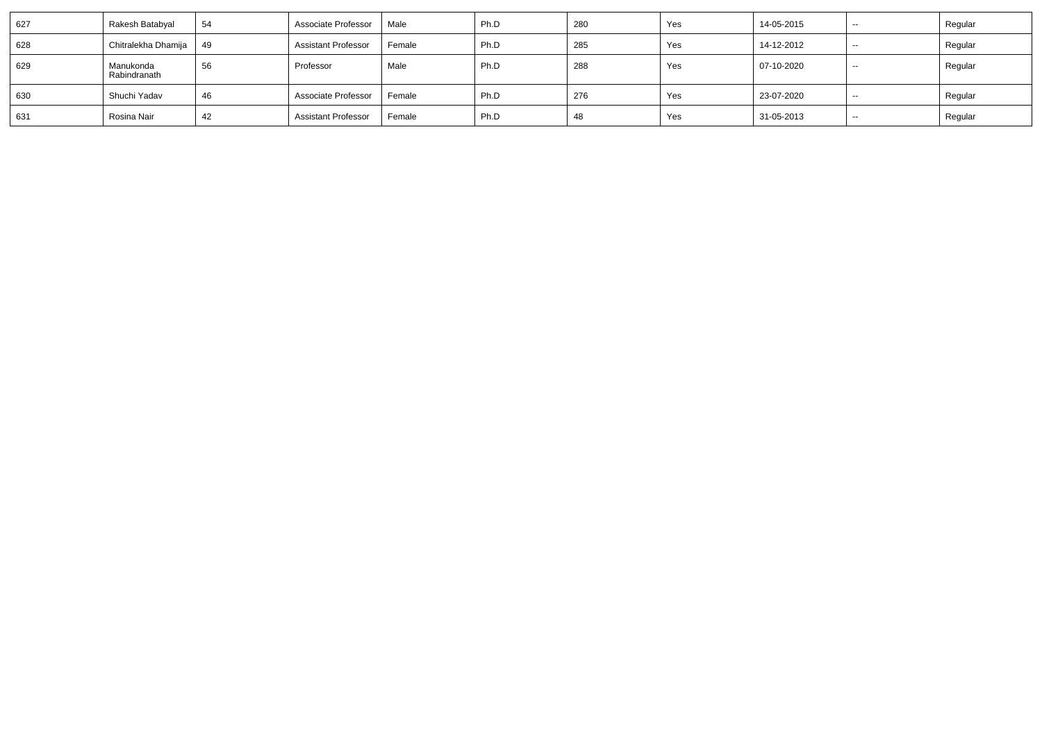| | | | | | | | | | | |
|---|---|---|---|---|---|---|---|---|---|---|
| 627 | Rakesh Batabyal | 54 | Associate Professor | Male | Ph.D | 280 | Yes | 14-05-2015 | -- | Regular |
| 628 | Chitralekha Dhamija | 49 | Assistant Professor | Female | Ph.D | 285 | Yes | 14-12-2012 | -- | Regular |
| 629 | Manukonda Rabindranath | 56 | Professor | Male | Ph.D | 288 | Yes | 07-10-2020 | -- | Regular |
| 630 | Shuchi Yadav | 46 | Associate Professor | Female | Ph.D | 276 | Yes | 23-07-2020 | -- | Regular |
| 631 | Rosina Nair | 42 | Assistant Professor | Female | Ph.D | 48 | Yes | 31-05-2013 | -- | Regular |